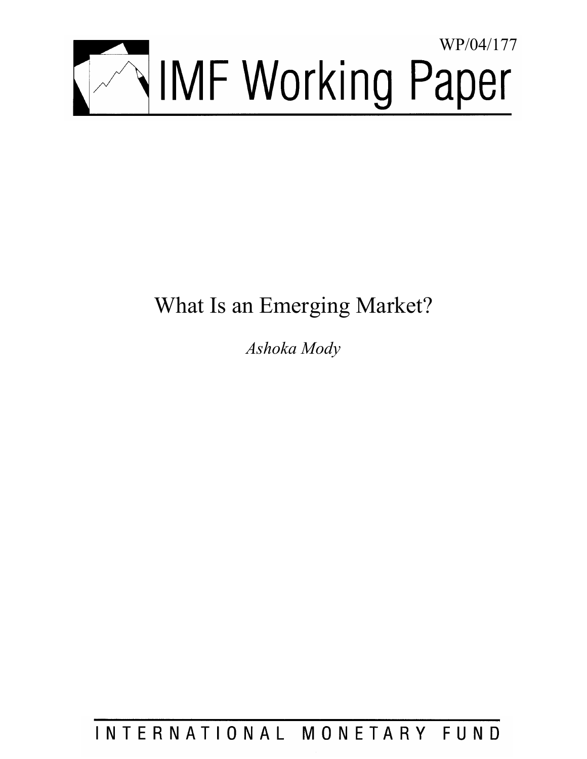WP/04/177

# IMF Working Paper

# What Is an Emerging Market?

*Ashoka Mody*

INTERNATIONAL MONETARY FUND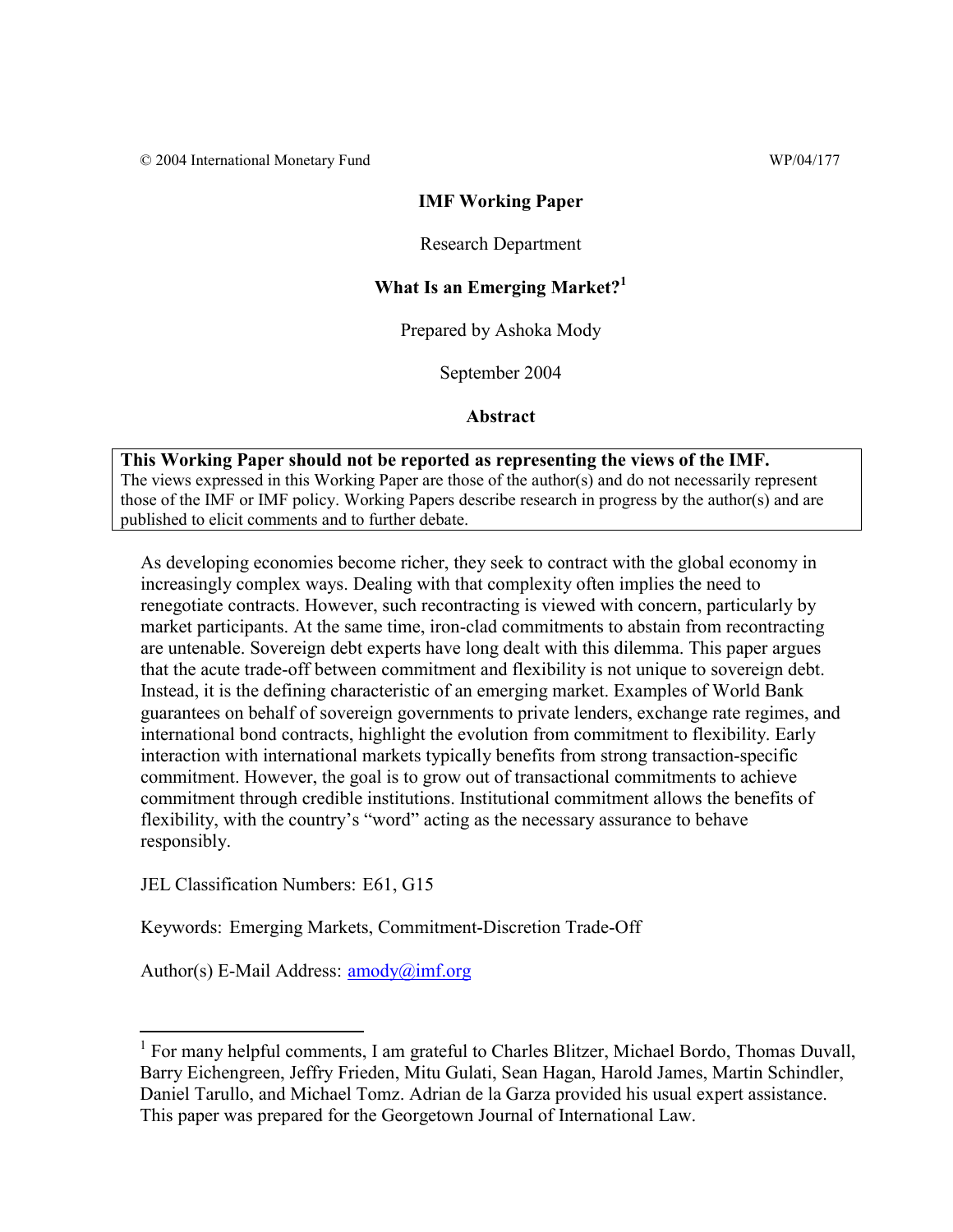© 2004 International Monetary Fund WP/04/177

**IMF Working Paper**

Research Department

**What Is an Emerging Market?**[1]

Prepared by Ashoka Mody

September 2004

**Abstract**

**This Working Paper should not be reported as representing the views of the IMF.**
The views expressed in this Working Paper are those of the author(s) and do not necessarily represent those of the IMF or IMF policy. Working Papers describe research in progress by the author(s) and are published to elicit comments and to further debate.

As developing economies become richer, they seek to contract with the global economy in increasingly complex ways. Dealing with that complexity often implies the need to renegotiate contracts. However, such recontracting is viewed with concern, particularly by market participants. At the same time, iron-clad commitments to abstain from recontracting are untenable. Sovereign debt experts have long dealt with this dilemma. This paper argues that the acute trade-off between commitment and flexibility is not unique to sovereign debt. Instead, it is the defining characteristic of an emerging market. Examples of World Bank guarantees on behalf of sovereign governments to private lenders, exchange rate regimes, and international bond contracts, highlight the evolution from commitment to flexibility. Early interaction with international markets typically benefits from strong transaction-specific commitment. However, the goal is to grow out of transactional commitments to achieve commitment through credible institutions. Institutional commitment allows the benefits of flexibility, with the country's "word" acting as the necessary assurance to behave responsibly.

JEL Classification Numbers: E61, G15

Keywords: Emerging Markets, Commitment-Discretion Trade-Off

Author(s) E-Mail Address: amody@imf.org

[1] For many helpful comments, I am grateful to Charles Blitzer, Michael Bordo, Thomas Duvall, Barry Eichengreen, Jeffry Frieden, Mitu Gulati, Sean Hagan, Harold James, Martin Schindler, Daniel Tarullo, and Michael Tomz. Adrian de la Garza provided his usual expert assistance. This paper was prepared for the Georgetown Journal of International Law.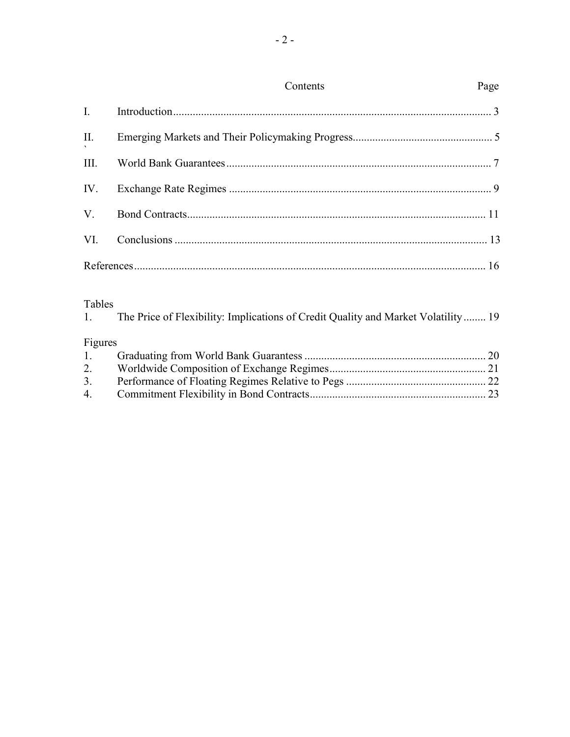Contents

| | | Page |
|---|---|---|
| I. | Introduction | 3 |
| II. | Emerging Markets and Their Policymaking Progress | 5 |
| III. | World Bank Guarantees | 7 |
| IV. | Exchange Rate Regimes | 9 |
| V. | Bond Contracts | 11 |
| VI. | Conclusions | 13 |
| References | | 16 |

Tables

| | | |
|---|---|---|
| 1. | The Price of Flexibility: Implications of Credit Quality and Market Volatility | 19 |

Figures

| | | |
|---|---|---|
| 1. | Graduating from World Bank Guarantess | 20 |
| 2. | Worldwide Composition of Exchange Regimes | 21 |
| 3. | Performance of Floating Regimes Relative to Pegs | 22 |
| 4. | Commitment Flexibility in Bond Contracts | 23 |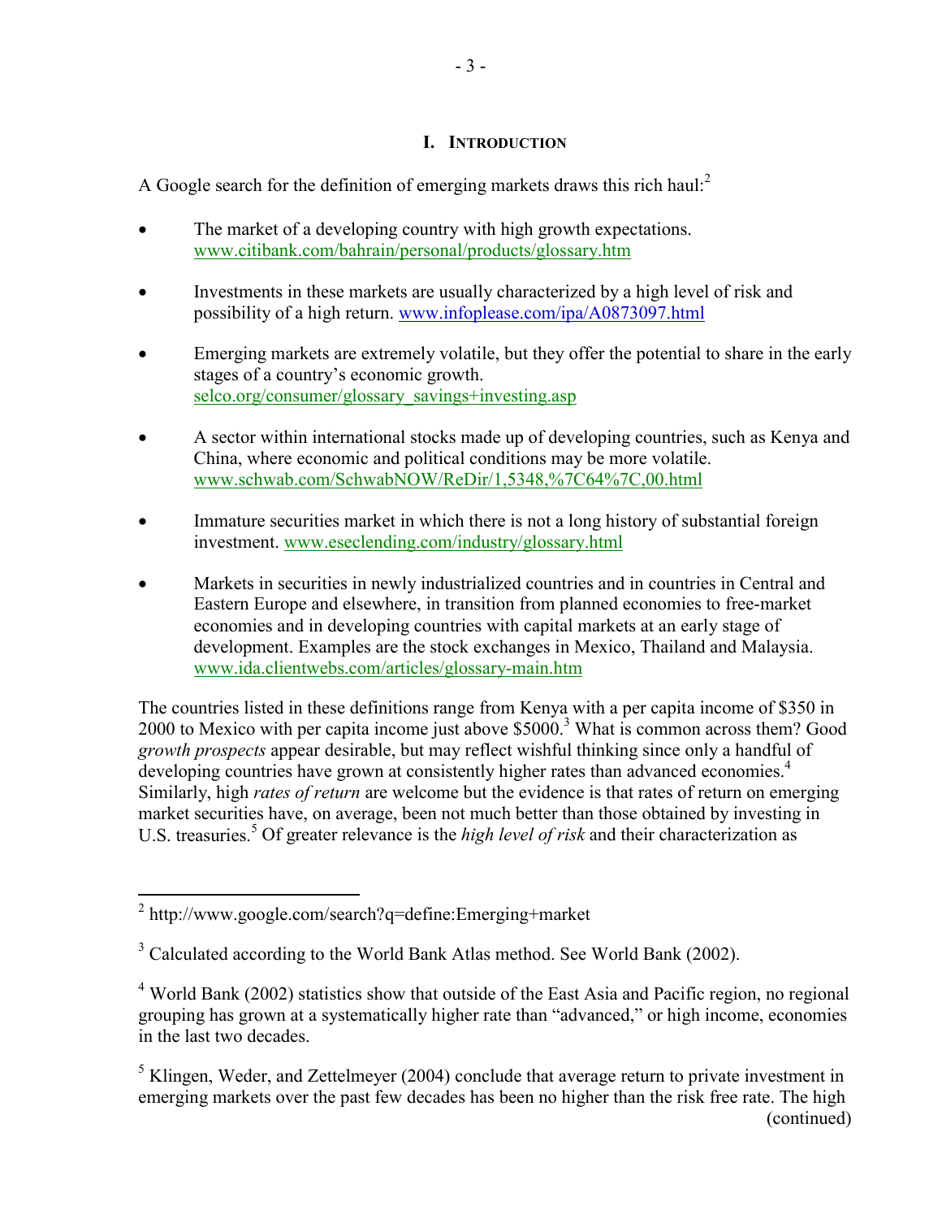# I. Introduction

A Google search for the definition of emerging markets draws this rich haul:[2]

- The market of a developing country with high growth expectations. www.citibank.com/bahrain/personal/products/glossary.htm
- Investments in these markets are usually characterized by a high level of risk and possibility of a high return. www.infoplease.com/ipa/A0873097.html
- Emerging markets are extremely volatile, but they offer the potential to share in the early stages of a country's economic growth. selco.org/consumer/glossary_savings+investing.asp
- A sector within international stocks made up of developing countries, such as Kenya and China, where economic and political conditions may be more volatile. www.schwab.com/SchwabNOW/ReDir/1,5348,%7C64%7C,00.html
- Immature securities market in which there is not a long history of substantial foreign investment. www.eseclending.com/industry/glossary.html
- Markets in securities in newly industrialized countries and in countries in Central and Eastern Europe and elsewhere, in transition from planned economies to free-market economies and in developing countries with capital markets at an early stage of development. Examples are the stock exchanges in Mexico, Thailand and Malaysia. www.ida.clientwebs.com/articles/glossary-main.htm

The countries listed in these definitions range from Kenya with a per capita income of $350 in 2000 to Mexico with per capita income just above $5000.[3] What is common across them? Good *growth prospects* appear desirable, but may reflect wishful thinking since only a handful of developing countries have grown at consistently higher rates than advanced economies.[4] Similarly, high *rates of return* are welcome but the evidence is that rates of return on emerging market securities have, on average, been not much better than those obtained by investing in U.S. treasuries.[5] Of greater relevance is the *high level of risk* and their characterization as

---

[2] http://www.google.com/search?q=define:Emerging+market

[3] Calculated according to the World Bank Atlas method. See World Bank (2002).

[4] World Bank (2002) statistics show that outside of the East Asia and Pacific region, no regional grouping has grown at a systematically higher rate than "advanced," or high income, economies in the last two decades.

[5] Klingen, Weder, and Zettelmeyer (2004) conclude that average return to private investment in emerging markets over the past few decades has been no higher than the risk free rate. The high (continued)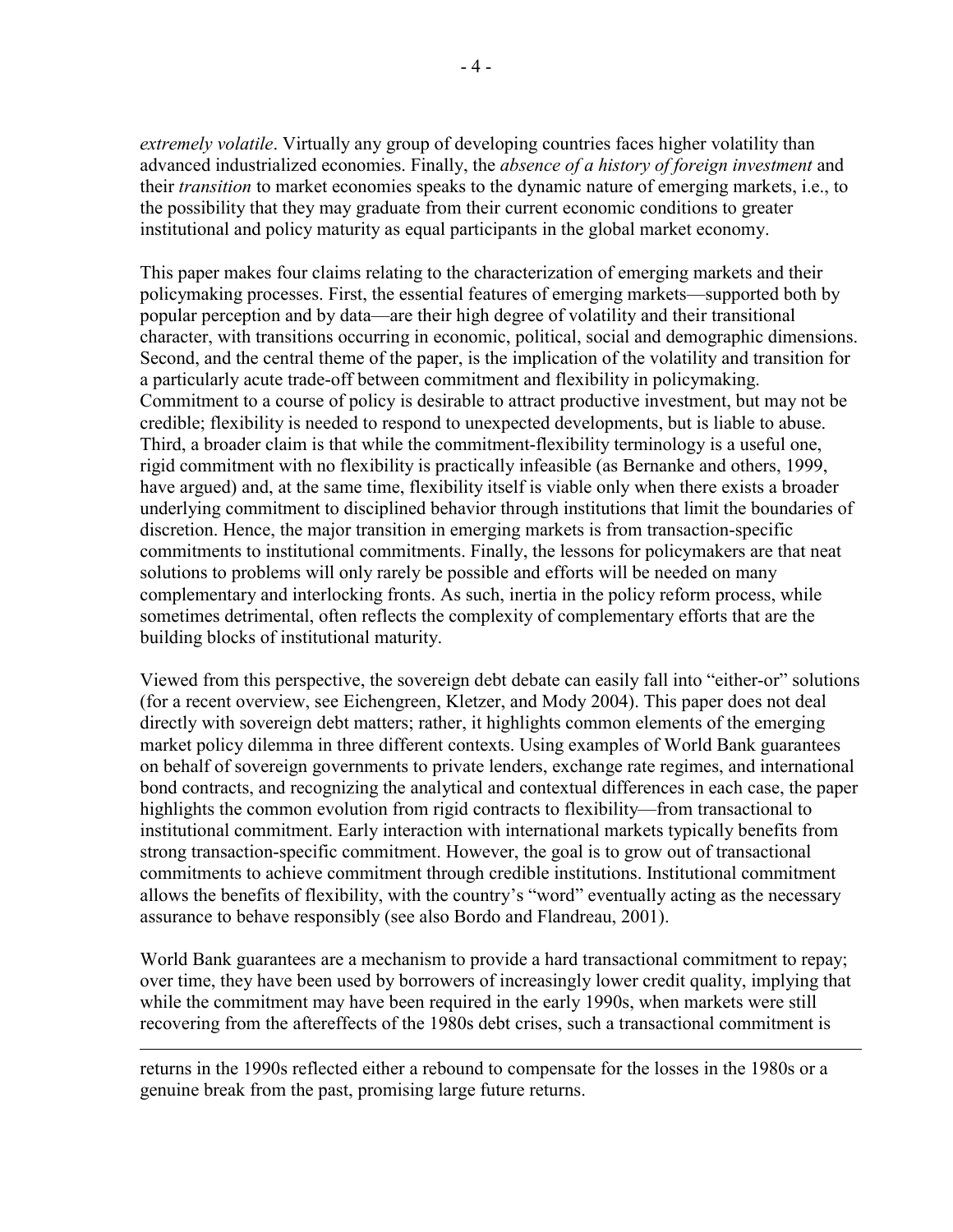*extremely volatile*. Virtually any group of developing countries faces higher volatility than advanced industrialized economies. Finally, the *absence of a history of foreign investment* and their *transition* to market economies speaks to the dynamic nature of emerging markets, i.e., to the possibility that they may graduate from their current economic conditions to greater institutional and policy maturity as equal participants in the global market economy.

This paper makes four claims relating to the characterization of emerging markets and their policymaking processes. First, the essential features of emerging markets—supported both by popular perception and by data—are their high degree of volatility and their transitional character, with transitions occurring in economic, political, social and demographic dimensions. Second, and the central theme of the paper, is the implication of the volatility and transition for a particularly acute trade-off between commitment and flexibility in policymaking. Commitment to a course of policy is desirable to attract productive investment, but may not be credible; flexibility is needed to respond to unexpected developments, but is liable to abuse. Third, a broader claim is that while the commitment-flexibility terminology is a useful one, rigid commitment with no flexibility is practically infeasible (as Bernanke and others, 1999, have argued) and, at the same time, flexibility itself is viable only when there exists a broader underlying commitment to disciplined behavior through institutions that limit the boundaries of discretion. Hence, the major transition in emerging markets is from transaction-specific commitments to institutional commitments. Finally, the lessons for policymakers are that neat solutions to problems will only rarely be possible and efforts will be needed on many complementary and interlocking fronts. As such, inertia in the policy reform process, while sometimes detrimental, often reflects the complexity of complementary efforts that are the building blocks of institutional maturity.

Viewed from this perspective, the sovereign debt debate can easily fall into "either-or" solutions (for a recent overview, see Eichengreen, Kletzer, and Mody 2004). This paper does not deal directly with sovereign debt matters; rather, it highlights common elements of the emerging market policy dilemma in three different contexts. Using examples of World Bank guarantees on behalf of sovereign governments to private lenders, exchange rate regimes, and international bond contracts, and recognizing the analytical and contextual differences in each case, the paper highlights the common evolution from rigid contracts to flexibility—from transactional to institutional commitment. Early interaction with international markets typically benefits from strong transaction-specific commitment. However, the goal is to grow out of transactional commitments to achieve commitment through credible institutions. Institutional commitment allows the benefits of flexibility, with the country's "word" eventually acting as the necessary assurance to behave responsibly (see also Bordo and Flandreau, 2001).

World Bank guarantees are a mechanism to provide a hard transactional commitment to repay; over time, they have been used by borrowers of increasingly lower credit quality, implying that while the commitment may have been required in the early 1990s, when markets were still recovering from the aftereffects of the 1980s debt crises, such a transactional commitment is

---

returns in the 1990s reflected either a rebound to compensate for the losses in the 1980s or a genuine break from the past, promising large future returns.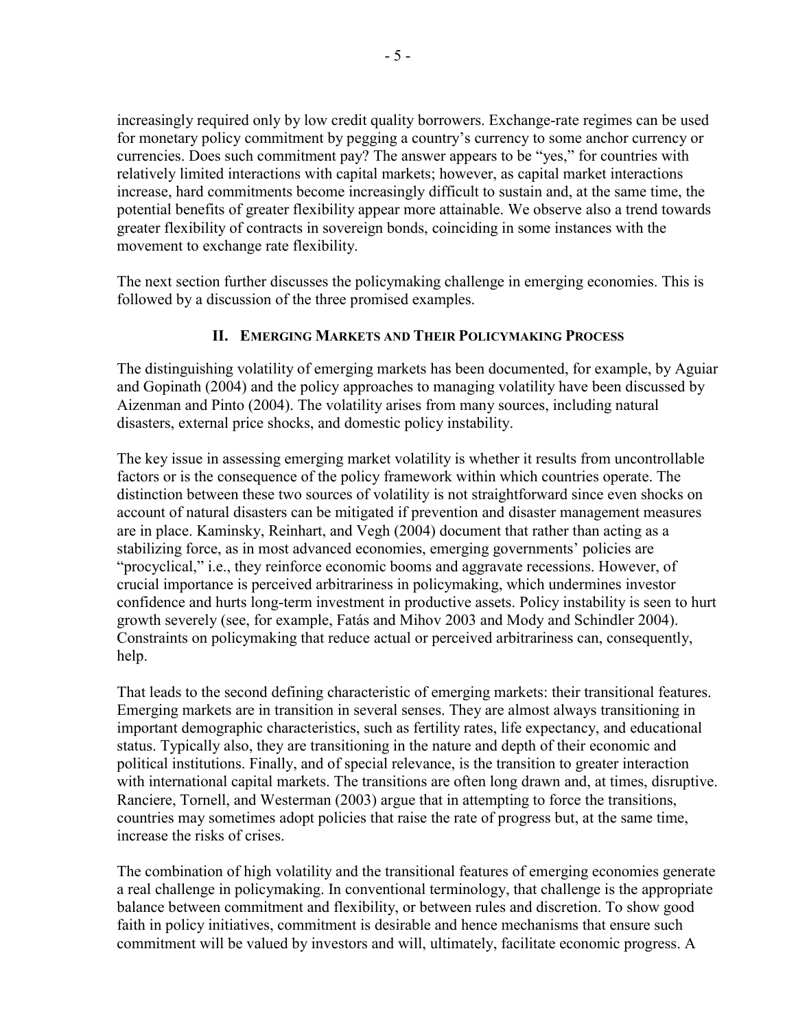increasingly required only by low credit quality borrowers. Exchange-rate regimes can be used for monetary policy commitment by pegging a country's currency to some anchor currency or currencies. Does such commitment pay? The answer appears to be "yes," for countries with relatively limited interactions with capital markets; however, as capital market interactions increase, hard commitments become increasingly difficult to sustain and, at the same time, the potential benefits of greater flexibility appear more attainable. We observe also a trend towards greater flexibility of contracts in sovereign bonds, coinciding in some instances with the movement to exchange rate flexibility.

The next section further discusses the policymaking challenge in emerging economies. This is followed by a discussion of the three promised examples.

## II. Emerging Markets and Their Policymaking Process

The distinguishing volatility of emerging markets has been documented, for example, by Aguiar and Gopinath (2004) and the policy approaches to managing volatility have been discussed by Aizenman and Pinto (2004). The volatility arises from many sources, including natural disasters, external price shocks, and domestic policy instability.

The key issue in assessing emerging market volatility is whether it results from uncontrollable factors or is the consequence of the policy framework within which countries operate. The distinction between these two sources of volatility is not straightforward since even shocks on account of natural disasters can be mitigated if prevention and disaster management measures are in place. Kaminsky, Reinhart, and Vegh (2004) document that rather than acting as a stabilizing force, as in most advanced economies, emerging governments' policies are "procyclical," i.e., they reinforce economic booms and aggravate recessions. However, of crucial importance is perceived arbitrariness in policymaking, which undermines investor confidence and hurts long-term investment in productive assets. Policy instability is seen to hurt growth severely (see, for example, Fatás and Mihov 2003 and Mody and Schindler 2004). Constraints on policymaking that reduce actual or perceived arbitrariness can, consequently, help.

That leads to the second defining characteristic of emerging markets: their transitional features. Emerging markets are in transition in several senses. They are almost always transitioning in important demographic characteristics, such as fertility rates, life expectancy, and educational status. Typically also, they are transitioning in the nature and depth of their economic and political institutions. Finally, and of special relevance, is the transition to greater interaction with international capital markets. The transitions are often long drawn and, at times, disruptive. Ranciere, Tornell, and Westerman (2003) argue that in attempting to force the transitions, countries may sometimes adopt policies that raise the rate of progress but, at the same time, increase the risks of crises.

The combination of high volatility and the transitional features of emerging economies generate a real challenge in policymaking. In conventional terminology, that challenge is the appropriate balance between commitment and flexibility, or between rules and discretion. To show good faith in policy initiatives, commitment is desirable and hence mechanisms that ensure such commitment will be valued by investors and will, ultimately, facilitate economic progress. A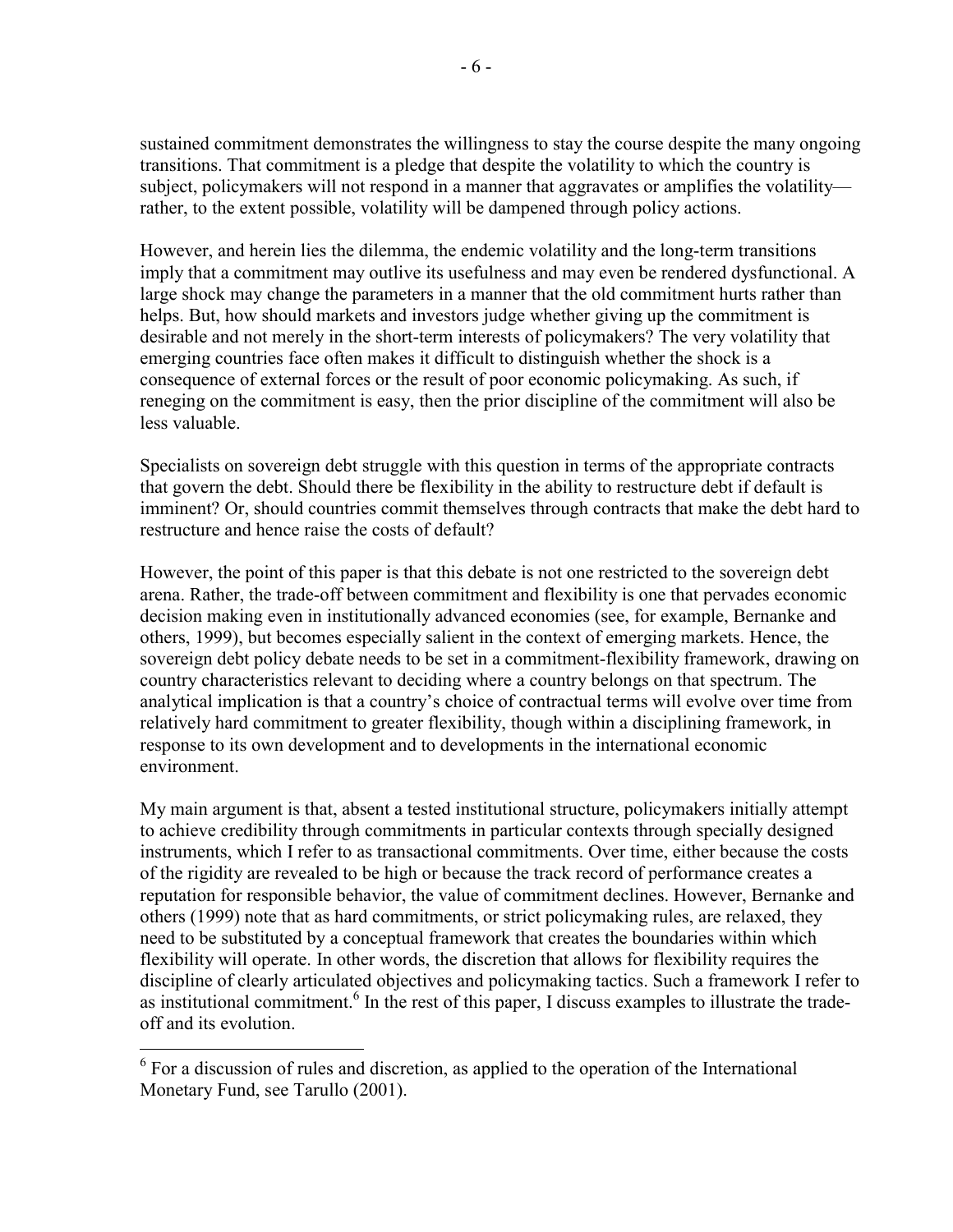sustained commitment demonstrates the willingness to stay the course despite the many ongoing transitions. That commitment is a pledge that despite the volatility to which the country is subject, policymakers will not respond in a manner that aggravates or amplifies the volatility—rather, to the extent possible, volatility will be dampened through policy actions.

However, and herein lies the dilemma, the endemic volatility and the long-term transitions imply that a commitment may outlive its usefulness and may even be rendered dysfunctional. A large shock may change the parameters in a manner that the old commitment hurts rather than helps. But, how should markets and investors judge whether giving up the commitment is desirable and not merely in the short-term interests of policymakers? The very volatility that emerging countries face often makes it difficult to distinguish whether the shock is a consequence of external forces or the result of poor economic policymaking. As such, if reneging on the commitment is easy, then the prior discipline of the commitment will also be less valuable.

Specialists on sovereign debt struggle with this question in terms of the appropriate contracts that govern the debt. Should there be flexibility in the ability to restructure debt if default is imminent? Or, should countries commit themselves through contracts that make the debt hard to restructure and hence raise the costs of default?

However, the point of this paper is that this debate is not one restricted to the sovereign debt arena. Rather, the trade-off between commitment and flexibility is one that pervades economic decision making even in institutionally advanced economies (see, for example, Bernanke and others, 1999), but becomes especially salient in the context of emerging markets. Hence, the sovereign debt policy debate needs to be set in a commitment-flexibility framework, drawing on country characteristics relevant to deciding where a country belongs on that spectrum. The analytical implication is that a country's choice of contractual terms will evolve over time from relatively hard commitment to greater flexibility, though within a disciplining framework, in response to its own development and to developments in the international economic environment.

My main argument is that, absent a tested institutional structure, policymakers initially attempt to achieve credibility through commitments in particular contexts through specially designed instruments, which I refer to as transactional commitments. Over time, either because the costs of the rigidity are revealed to be high or because the track record of performance creates a reputation for responsible behavior, the value of commitment declines. However, Bernanke and others (1999) note that as hard commitments, or strict policymaking rules, are relaxed, they need to be substituted by a conceptual framework that creates the boundaries within which flexibility will operate. In other words, the discretion that allows for flexibility requires the discipline of clearly articulated objectives and policymaking tactics. Such a framework I refer to as institutional commitment.[6] In the rest of this paper, I discuss examples to illustrate the trade-off and its evolution.

[6] For a discussion of rules and discretion, as applied to the operation of the International Monetary Fund, see Tarullo (2001).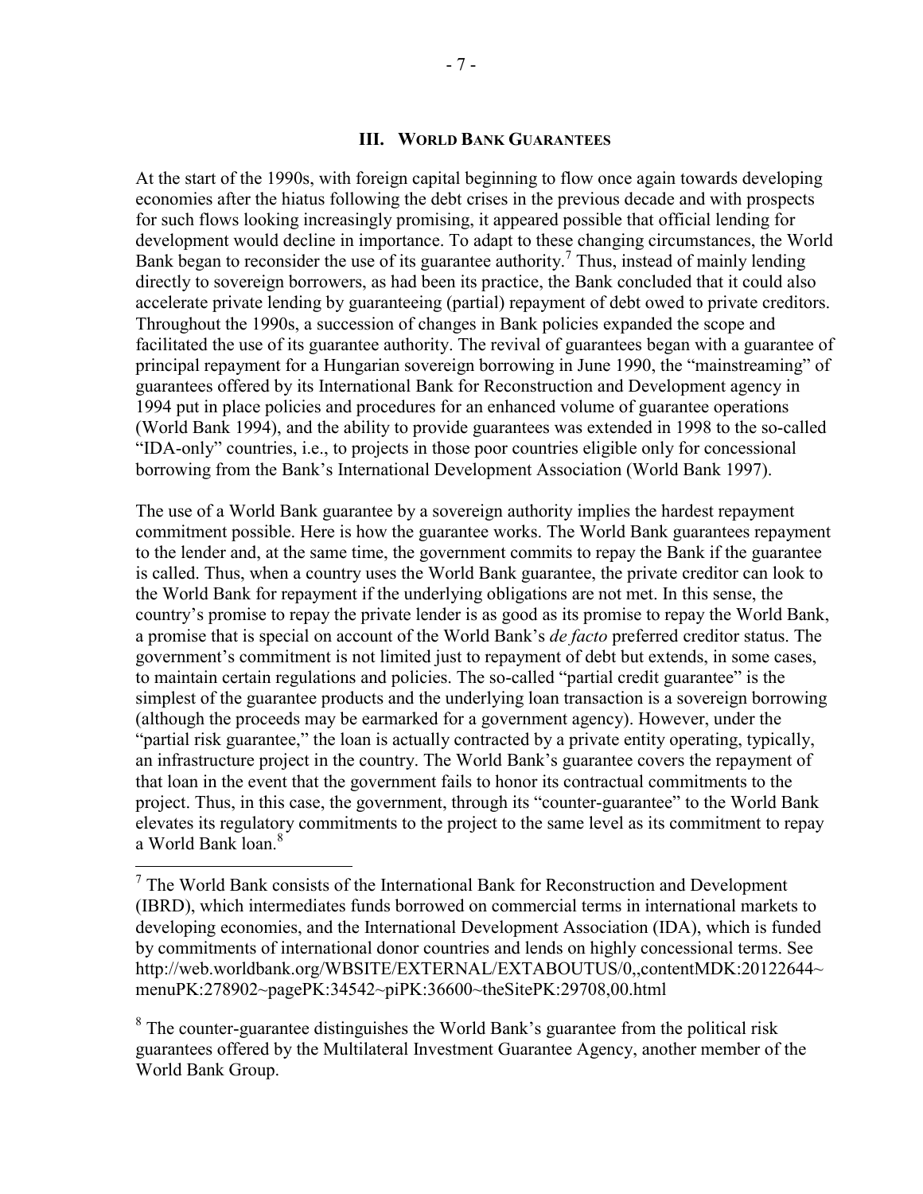## III. WORLD BANK GUARANTEES

At the start of the 1990s, with foreign capital beginning to flow once again towards developing economies after the hiatus following the debt crises in the previous decade and with prospects for such flows looking increasingly promising, it appeared possible that official lending for development would decline in importance. To adapt to these changing circumstances, the World Bank began to reconsider the use of its guarantee authority.[7] Thus, instead of mainly lending directly to sovereign borrowers, as had been its practice, the Bank concluded that it could also accelerate private lending by guaranteeing (partial) repayment of debt owed to private creditors. Throughout the 1990s, a succession of changes in Bank policies expanded the scope and facilitated the use of its guarantee authority. The revival of guarantees began with a guarantee of principal repayment for a Hungarian sovereign borrowing in June 1990, the "mainstreaming" of guarantees offered by its International Bank for Reconstruction and Development agency in 1994 put in place policies and procedures for an enhanced volume of guarantee operations (World Bank 1994), and the ability to provide guarantees was extended in 1998 to the so-called "IDA-only" countries, i.e., to projects in those poor countries eligible only for concessional borrowing from the Bank's International Development Association (World Bank 1997).

The use of a World Bank guarantee by a sovereign authority implies the hardest repayment commitment possible. Here is how the guarantee works. The World Bank guarantees repayment to the lender and, at the same time, the government commits to repay the Bank if the guarantee is called. Thus, when a country uses the World Bank guarantee, the private creditor can look to the World Bank for repayment if the underlying obligations are not met. In this sense, the country's promise to repay the private lender is as good as its promise to repay the World Bank, a promise that is special on account of the World Bank's *de facto* preferred creditor status. The government's commitment is not limited just to repayment of debt but extends, in some cases, to maintain certain regulations and policies. The so-called "partial credit guarantee" is the simplest of the guarantee products and the underlying loan transaction is a sovereign borrowing (although the proceeds may be earmarked for a government agency). However, under the "partial risk guarantee," the loan is actually contracted by a private entity operating, typically, an infrastructure project in the country. The World Bank's guarantee covers the repayment of that loan in the event that the government fails to honor its contractual commitments to the project. Thus, in this case, the government, through its "counter-guarantee" to the World Bank elevates its regulatory commitments to the project to the same level as its commitment to repay a World Bank loan.[8]

---

[7] The World Bank consists of the International Bank for Reconstruction and Development (IBRD), which intermediates funds borrowed on commercial terms in international markets to developing economies, and the International Development Association (IDA), which is funded by commitments of international donor countries and lends on highly concessional terms. See http://web.worldbank.org/WBSITE/EXTERNAL/EXTABOUTUS/0,,contentMDK:20122644~menuPK:278902~pagePK:34542~piPK:36600~theSitePK:29708,00.html

[8] The counter-guarantee distinguishes the World Bank's guarantee from the political risk guarantees offered by the Multilateral Investment Guarantee Agency, another member of the World Bank Group.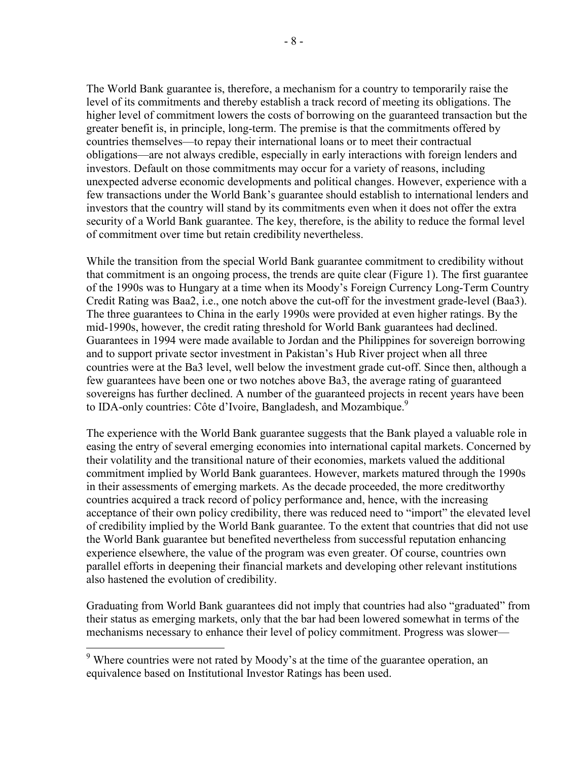The World Bank guarantee is, therefore, a mechanism for a country to temporarily raise the level of its commitments and thereby establish a track record of meeting its obligations. The higher level of commitment lowers the costs of borrowing on the guaranteed transaction but the greater benefit is, in principle, long-term. The premise is that the commitments offered by countries themselves—to repay their international loans or to meet their contractual obligations—are not always credible, especially in early interactions with foreign lenders and investors. Default on those commitments may occur for a variety of reasons, including unexpected adverse economic developments and political changes. However, experience with a few transactions under the World Bank's guarantee should establish to international lenders and investors that the country will stand by its commitments even when it does not offer the extra security of a World Bank guarantee. The key, therefore, is the ability to reduce the formal level of commitment over time but retain credibility nevertheless.

While the transition from the special World Bank guarantee commitment to credibility without that commitment is an ongoing process, the trends are quite clear (Figure 1). The first guarantee of the 1990s was to Hungary at a time when its Moody's Foreign Currency Long-Term Country Credit Rating was Baa2, i.e., one notch above the cut-off for the investment grade-level (Baa3). The three guarantees to China in the early 1990s were provided at even higher ratings. By the mid-1990s, however, the credit rating threshold for World Bank guarantees had declined. Guarantees in 1994 were made available to Jordan and the Philippines for sovereign borrowing and to support private sector investment in Pakistan's Hub River project when all three countries were at the Ba3 level, well below the investment grade cut-off. Since then, although a few guarantees have been one or two notches above Ba3, the average rating of guaranteed sovereigns has further declined. A number of the guaranteed projects in recent years have been to IDA-only countries: Côte d'Ivoire, Bangladesh, and Mozambique.[9]

The experience with the World Bank guarantee suggests that the Bank played a valuable role in easing the entry of several emerging economies into international capital markets. Concerned by their volatility and the transitional nature of their economies, markets valued the additional commitment implied by World Bank guarantees. However, markets matured through the 1990s in their assessments of emerging markets. As the decade proceeded, the more creditworthy countries acquired a track record of policy performance and, hence, with the increasing acceptance of their own policy credibility, there was reduced need to "import" the elevated level of credibility implied by the World Bank guarantee. To the extent that countries that did not use the World Bank guarantee but benefited nevertheless from successful reputation enhancing experience elsewhere, the value of the program was even greater. Of course, countries own parallel efforts in deepening their financial markets and developing other relevant institutions also hastened the evolution of credibility.

Graduating from World Bank guarantees did not imply that countries had also "graduated" from their status as emerging markets, only that the bar had been lowered somewhat in terms of the mechanisms necessary to enhance their level of policy commitment. Progress was slower—

[9] Where countries were not rated by Moody's at the time of the guarantee operation, an equivalence based on Institutional Investor Ratings has been used.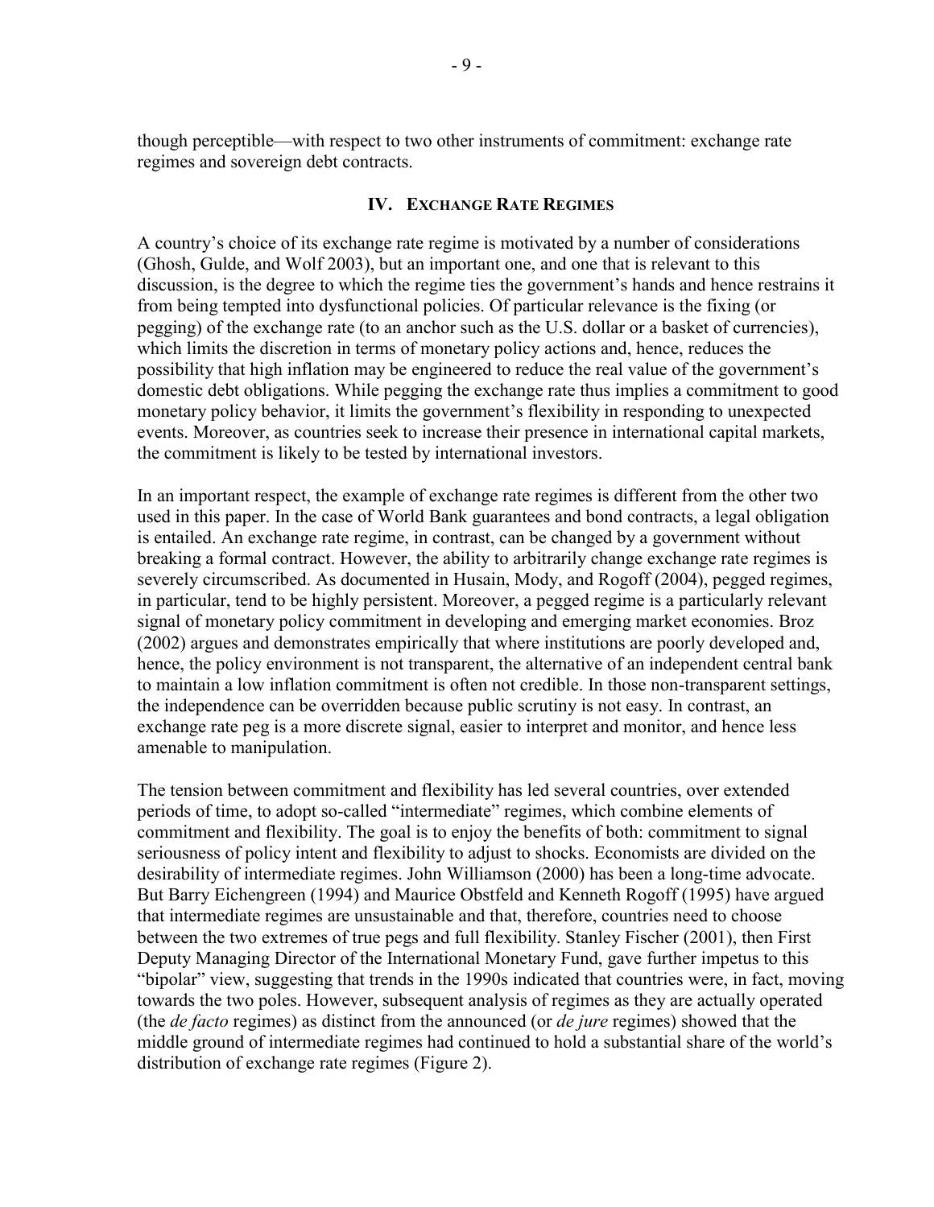though perceptible—with respect to two other instruments of commitment: exchange rate regimes and sovereign debt contracts.

## IV. Exchange Rate Regimes

A country's choice of its exchange rate regime is motivated by a number of considerations (Ghosh, Gulde, and Wolf 2003), but an important one, and one that is relevant to this discussion, is the degree to which the regime ties the government's hands and hence restrains it from being tempted into dysfunctional policies. Of particular relevance is the fixing (or pegging) of the exchange rate (to an anchor such as the U.S. dollar or a basket of currencies), which limits the discretion in terms of monetary policy actions and, hence, reduces the possibility that high inflation may be engineered to reduce the real value of the government's domestic debt obligations. While pegging the exchange rate thus implies a commitment to good monetary policy behavior, it limits the government's flexibility in responding to unexpected events. Moreover, as countries seek to increase their presence in international capital markets, the commitment is likely to be tested by international investors.

In an important respect, the example of exchange rate regimes is different from the other two used in this paper. In the case of World Bank guarantees and bond contracts, a legal obligation is entailed. An exchange rate regime, in contrast, can be changed by a government without breaking a formal contract. However, the ability to arbitrarily change exchange rate regimes is severely circumscribed. As documented in Husain, Mody, and Rogoff (2004), pegged regimes, in particular, tend to be highly persistent. Moreover, a pegged regime is a particularly relevant signal of monetary policy commitment in developing and emerging market economies. Broz (2002) argues and demonstrates empirically that where institutions are poorly developed and, hence, the policy environment is not transparent, the alternative of an independent central bank to maintain a low inflation commitment is often not credible. In those non-transparent settings, the independence can be overridden because public scrutiny is not easy. In contrast, an exchange rate peg is a more discrete signal, easier to interpret and monitor, and hence less amenable to manipulation.

The tension between commitment and flexibility has led several countries, over extended periods of time, to adopt so-called "intermediate" regimes, which combine elements of commitment and flexibility. The goal is to enjoy the benefits of both: commitment to signal seriousness of policy intent and flexibility to adjust to shocks. Economists are divided on the desirability of intermediate regimes. John Williamson (2000) has been a long-time advocate. But Barry Eichengreen (1994) and Maurice Obstfeld and Kenneth Rogoff (1995) have argued that intermediate regimes are unsustainable and that, therefore, countries need to choose between the two extremes of true pegs and full flexibility. Stanley Fischer (2001), then First Deputy Managing Director of the International Monetary Fund, gave further impetus to this "bipolar" view, suggesting that trends in the 1990s indicated that countries were, in fact, moving towards the two poles. However, subsequent analysis of regimes as they are actually operated (the *de facto* regimes) as distinct from the announced (or *de jure* regimes) showed that the middle ground of intermediate regimes had continued to hold a substantial share of the world's distribution of exchange rate regimes (Figure 2).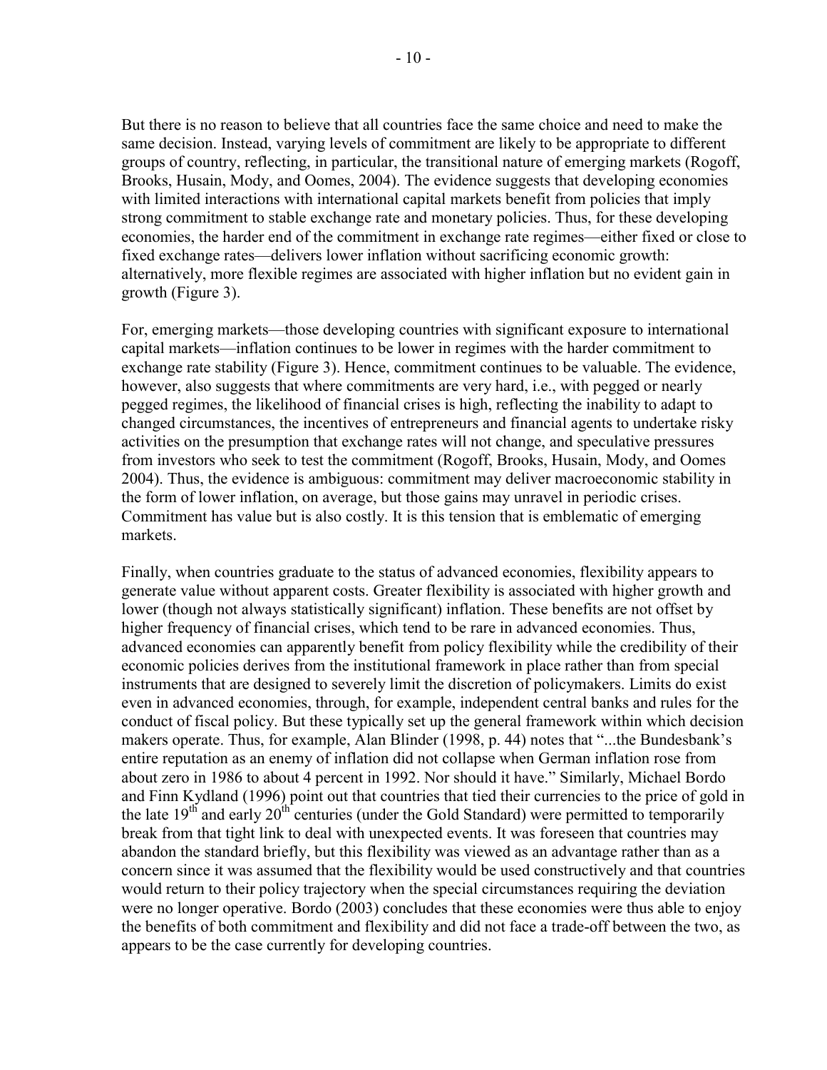But there is no reason to believe that all countries face the same choice and need to make the same decision. Instead, varying levels of commitment are likely to be appropriate to different groups of country, reflecting, in particular, the transitional nature of emerging markets (Rogoff, Brooks, Husain, Mody, and Oomes, 2004). The evidence suggests that developing economies with limited interactions with international capital markets benefit from policies that imply strong commitment to stable exchange rate and monetary policies. Thus, for these developing economies, the harder end of the commitment in exchange rate regimes—either fixed or close to fixed exchange rates—delivers lower inflation without sacrificing economic growth: alternatively, more flexible regimes are associated with higher inflation but no evident gain in growth (Figure 3).

For, emerging markets—those developing countries with significant exposure to international capital markets—inflation continues to be lower in regimes with the harder commitment to exchange rate stability (Figure 3). Hence, commitment continues to be valuable. The evidence, however, also suggests that where commitments are very hard, i.e., with pegged or nearly pegged regimes, the likelihood of financial crises is high, reflecting the inability to adapt to changed circumstances, the incentives of entrepreneurs and financial agents to undertake risky activities on the presumption that exchange rates will not change, and speculative pressures from investors who seek to test the commitment (Rogoff, Brooks, Husain, Mody, and Oomes 2004). Thus, the evidence is ambiguous: commitment may deliver macroeconomic stability in the form of lower inflation, on average, but those gains may unravel in periodic crises. Commitment has value but is also costly. It is this tension that is emblematic of emerging markets.

Finally, when countries graduate to the status of advanced economies, flexibility appears to generate value without apparent costs. Greater flexibility is associated with higher growth and lower (though not always statistically significant) inflation. These benefits are not offset by higher frequency of financial crises, which tend to be rare in advanced economies. Thus, advanced economies can apparently benefit from policy flexibility while the credibility of their economic policies derives from the institutional framework in place rather than from special instruments that are designed to severely limit the discretion of policymakers. Limits do exist even in advanced economies, through, for example, independent central banks and rules for the conduct of fiscal policy. But these typically set up the general framework within which decision makers operate. Thus, for example, Alan Blinder (1998, p. 44) notes that "...the Bundesbank's entire reputation as an enemy of inflation did not collapse when German inflation rose from about zero in 1986 to about 4 percent in 1992. Nor should it have." Similarly, Michael Bordo and Finn Kydland (1996) point out that countries that tied their currencies to the price of gold in the late 19th and early 20th centuries (under the Gold Standard) were permitted to temporarily break from that tight link to deal with unexpected events. It was foreseen that countries may abandon the standard briefly, but this flexibility was viewed as an advantage rather than as a concern since it was assumed that the flexibility would be used constructively and that countries would return to their policy trajectory when the special circumstances requiring the deviation were no longer operative. Bordo (2003) concludes that these economies were thus able to enjoy the benefits of both commitment and flexibility and did not face a trade-off between the two, as appears to be the case currently for developing countries.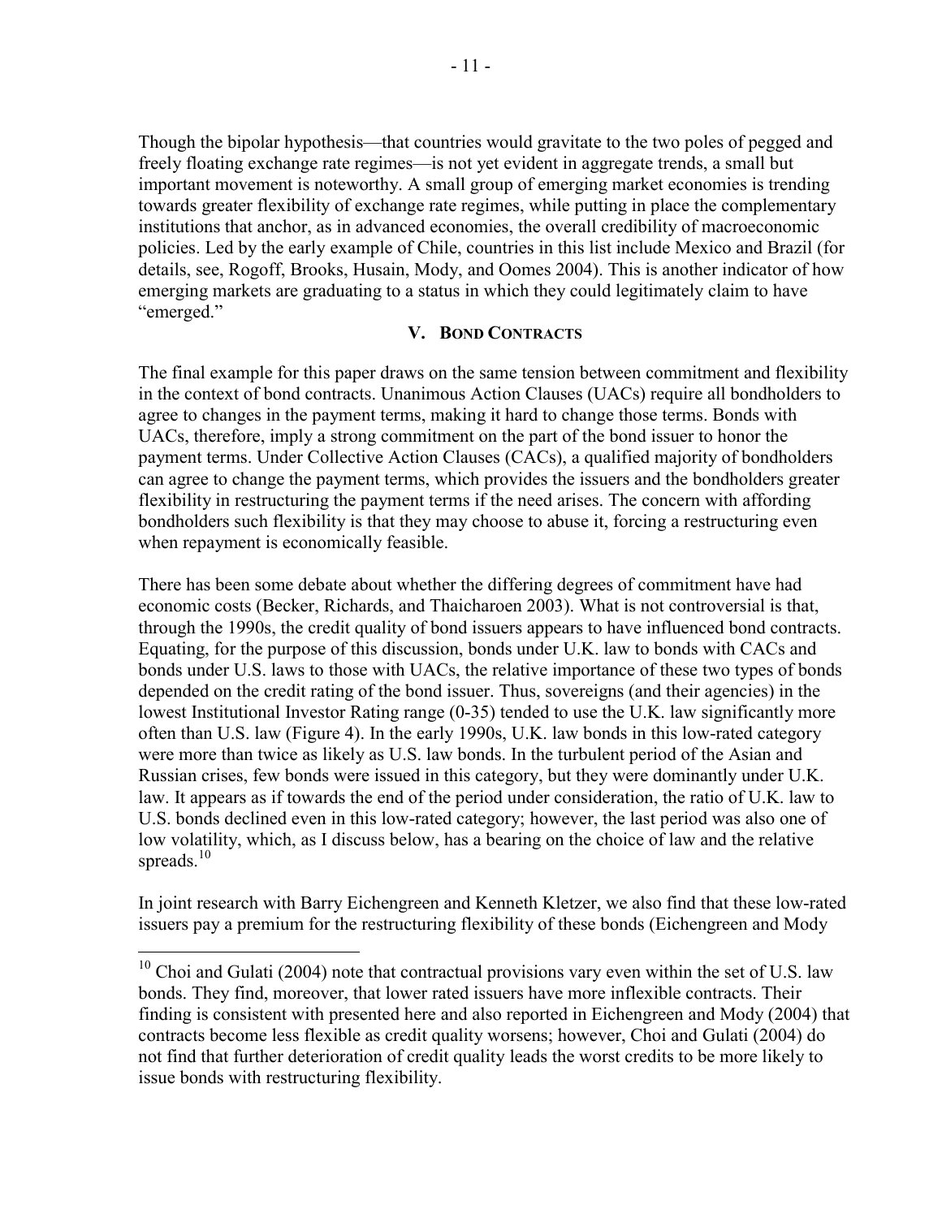Though the bipolar hypothesis—that countries would gravitate to the two poles of pegged and freely floating exchange rate regimes—is not yet evident in aggregate trends, a small but important movement is noteworthy. A small group of emerging market economies is trending towards greater flexibility of exchange rate regimes, while putting in place the complementary institutions that anchor, as in advanced economies, the overall credibility of macroeconomic policies. Led by the early example of Chile, countries in this list include Mexico and Brazil (for details, see, Rogoff, Brooks, Husain, Mody, and Oomes 2004). This is another indicator of how emerging markets are graduating to a status in which they could legitimately claim to have "emerged."

## V. Bond Contracts

The final example for this paper draws on the same tension between commitment and flexibility in the context of bond contracts. Unanimous Action Clauses (UACs) require all bondholders to agree to changes in the payment terms, making it hard to change those terms. Bonds with UACs, therefore, imply a strong commitment on the part of the bond issuer to honor the payment terms. Under Collective Action Clauses (CACs), a qualified majority of bondholders can agree to change the payment terms, which provides the issuers and the bondholders greater flexibility in restructuring the payment terms if the need arises. The concern with affording bondholders such flexibility is that they may choose to abuse it, forcing a restructuring even when repayment is economically feasible.

There has been some debate about whether the differing degrees of commitment have had economic costs (Becker, Richards, and Thaicharoen 2003). What is not controversial is that, through the 1990s, the credit quality of bond issuers appears to have influenced bond contracts. Equating, for the purpose of this discussion, bonds under U.K. law to bonds with CACs and bonds under U.S. laws to those with UACs, the relative importance of these two types of bonds depended on the credit rating of the bond issuer. Thus, sovereigns (and their agencies) in the lowest Institutional Investor Rating range (0-35) tended to use the U.K. law significantly more often than U.S. law (Figure 4). In the early 1990s, U.K. law bonds in this low-rated category were more than twice as likely as U.S. law bonds. In the turbulent period of the Asian and Russian crises, few bonds were issued in this category, but they were dominantly under U.K. law. It appears as if towards the end of the period under consideration, the ratio of U.K. law to U.S. bonds declined even in this low-rated category; however, the last period was also one of low volatility, which, as I discuss below, has a bearing on the choice of law and the relative spreads.[10]

In joint research with Barry Eichengreen and Kenneth Kletzer, we also find that these low-rated issuers pay a premium for the restructuring flexibility of these bonds (Eichengreen and Mody

---

[10] Choi and Gulati (2004) note that contractual provisions vary even within the set of U.S. law bonds. They find, moreover, that lower rated issuers have more inflexible contracts. Their finding is consistent with presented here and also reported in Eichengreen and Mody (2004) that contracts become less flexible as credit quality worsens; however, Choi and Gulati (2004) do not find that further deterioration of credit quality leads the worst credits to be more likely to issue bonds with restructuring flexibility.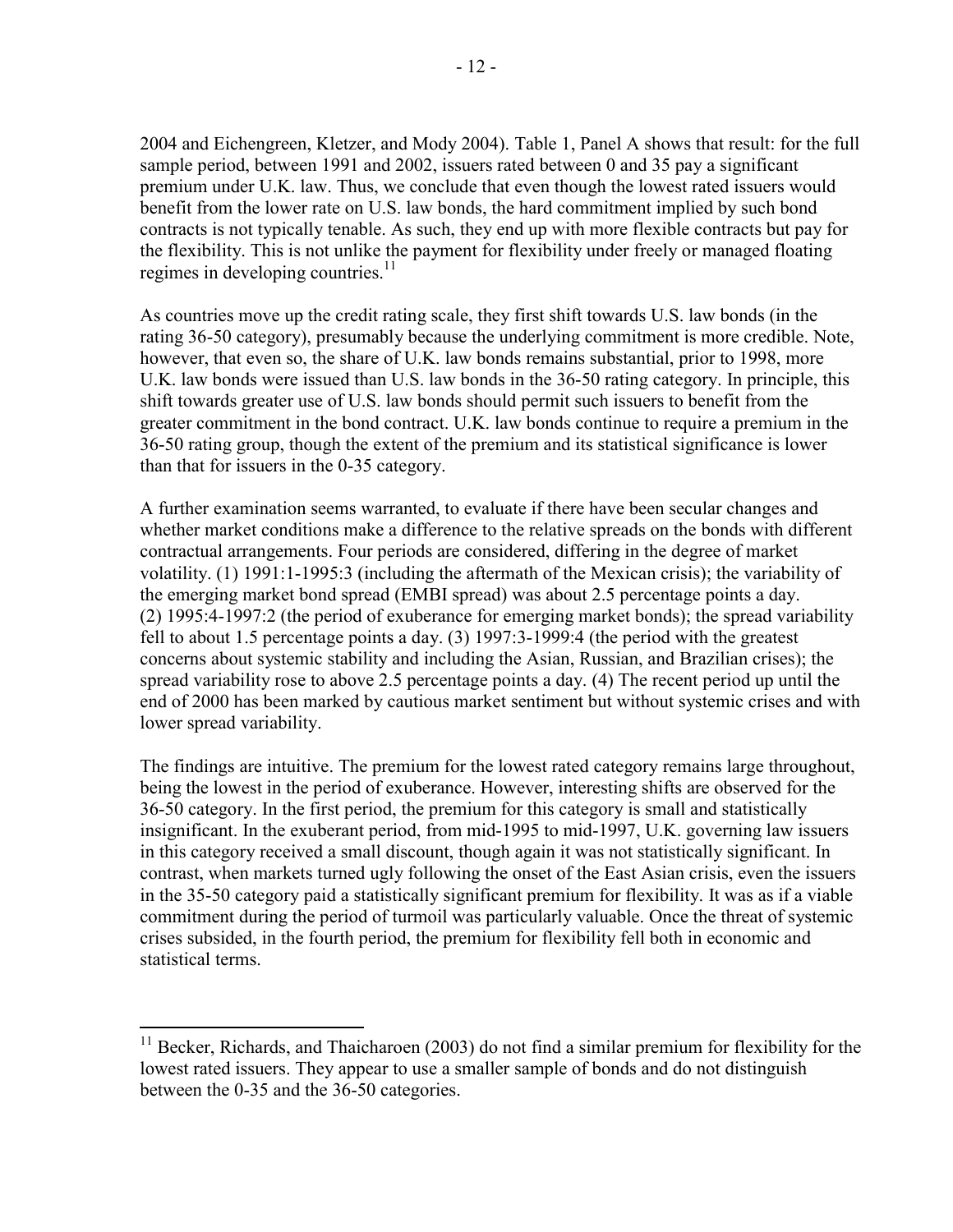2004 and Eichengreen, Kletzer, and Mody 2004). Table 1, Panel A shows that result: for the full sample period, between 1991 and 2002, issuers rated between 0 and 35 pay a significant premium under U.K. law. Thus, we conclude that even though the lowest rated issuers would benefit from the lower rate on U.S. law bonds, the hard commitment implied by such bond contracts is not typically tenable. As such, they end up with more flexible contracts but pay for the flexibility. This is not unlike the payment for flexibility under freely or managed floating regimes in developing countries.[11]

As countries move up the credit rating scale, they first shift towards U.S. law bonds (in the rating 36-50 category), presumably because the underlying commitment is more credible. Note, however, that even so, the share of U.K. law bonds remains substantial, prior to 1998, more U.K. law bonds were issued than U.S. law bonds in the 36-50 rating category. In principle, this shift towards greater use of U.S. law bonds should permit such issuers to benefit from the greater commitment in the bond contract. U.K. law bonds continue to require a premium in the 36-50 rating group, though the extent of the premium and its statistical significance is lower than that for issuers in the 0-35 category.

A further examination seems warranted, to evaluate if there have been secular changes and whether market conditions make a difference to the relative spreads on the bonds with different contractual arrangements. Four periods are considered, differing in the degree of market volatility. (1) 1991:1-1995:3 (including the aftermath of the Mexican crisis); the variability of the emerging market bond spread (EMBI spread) was about 2.5 percentage points a day. (2) 1995:4-1997:2 (the period of exuberance for emerging market bonds); the spread variability fell to about 1.5 percentage points a day. (3) 1997:3-1999:4 (the period with the greatest concerns about systemic stability and including the Asian, Russian, and Brazilian crises); the spread variability rose to above 2.5 percentage points a day. (4) The recent period up until the end of 2000 has been marked by cautious market sentiment but without systemic crises and with lower spread variability.

The findings are intuitive. The premium for the lowest rated category remains large throughout, being the lowest in the period of exuberance. However, interesting shifts are observed for the 36-50 category. In the first period, the premium for this category is small and statistically insignificant. In the exuberant period, from mid-1995 to mid-1997, U.K. governing law issuers in this category received a small discount, though again it was not statistically significant. In contrast, when markets turned ugly following the onset of the East Asian crisis, even the issuers in the 35-50 category paid a statistically significant premium for flexibility. It was as if a viable commitment during the period of turmoil was particularly valuable. Once the threat of systemic crises subsided, in the fourth period, the premium for flexibility fell both in economic and statistical terms.

[11] Becker, Richards, and Thaicharoen (2003) do not find a similar premium for flexibility for the lowest rated issuers. They appear to use a smaller sample of bonds and do not distinguish between the 0-35 and the 36-50 categories.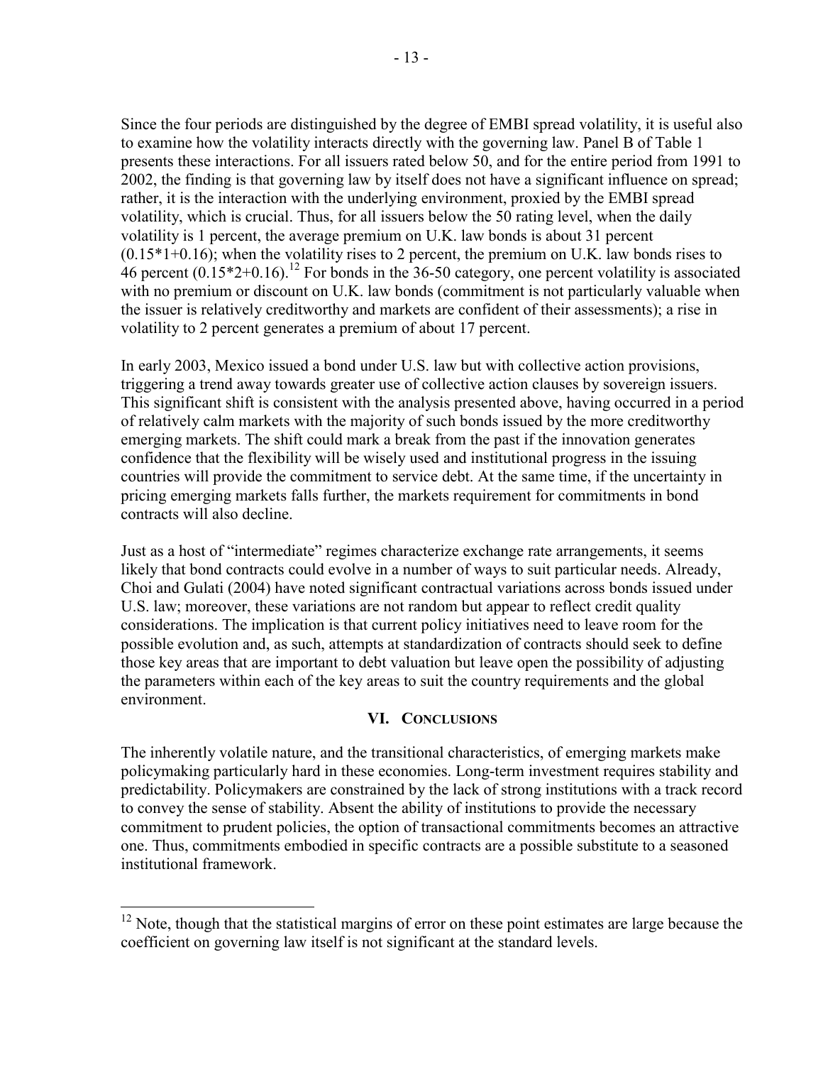Since the four periods are distinguished by the degree of EMBI spread volatility, it is useful also to examine how the volatility interacts directly with the governing law. Panel B of Table 1 presents these interactions. For all issuers rated below 50, and for the entire period from 1991 to 2002, the finding is that governing law by itself does not have a significant influence on spread; rather, it is the interaction with the underlying environment, proxied by the EMBI spread volatility, which is crucial. Thus, for all issuers below the 50 rating level, when the daily volatility is 1 percent, the average premium on U.K. law bonds is about 31 percent ($0.15*1+0.16$); when the volatility rises to 2 percent, the premium on U.K. law bonds rises to 46 percent ($0.15*2+0.16$).[12] For bonds in the 36-50 category, one percent volatility is associated with no premium or discount on U.K. law bonds (commitment is not particularly valuable when the issuer is relatively creditworthy and markets are confident of their assessments); a rise in volatility to 2 percent generates a premium of about 17 percent.

In early 2003, Mexico issued a bond under U.S. law but with collective action provisions, triggering a trend away towards greater use of collective action clauses by sovereign issuers. This significant shift is consistent with the analysis presented above, having occurred in a period of relatively calm markets with the majority of such bonds issued by the more creditworthy emerging markets. The shift could mark a break from the past if the innovation generates confidence that the flexibility will be wisely used and institutional progress in the issuing countries will provide the commitment to service debt. At the same time, if the uncertainty in pricing emerging markets falls further, the markets requirement for commitments in bond contracts will also decline.

Just as a host of "intermediate" regimes characterize exchange rate arrangements, it seems likely that bond contracts could evolve in a number of ways to suit particular needs. Already, Choi and Gulati (2004) have noted significant contractual variations across bonds issued under U.S. law; moreover, these variations are not random but appear to reflect credit quality considerations. The implication is that current policy initiatives need to leave room for the possible evolution and, as such, attempts at standardization of contracts should seek to define those key areas that are important to debt valuation but leave open the possibility of adjusting the parameters within each of the key areas to suit the country requirements and the global environment.

## VI. Conclusions

The inherently volatile nature, and the transitional characteristics, of emerging markets make policymaking particularly hard in these economies. Long-term investment requires stability and predictability. Policymakers are constrained by the lack of strong institutions with a track record to convey the sense of stability. Absent the ability of institutions to provide the necessary commitment to prudent policies, the option of transactional commitments becomes an attractive one. Thus, commitments embodied in specific contracts are a possible substitute to a seasoned institutional framework.

---

[12] Note, though that the statistical margins of error on these point estimates are large because the coefficient on governing law itself is not significant at the standard levels.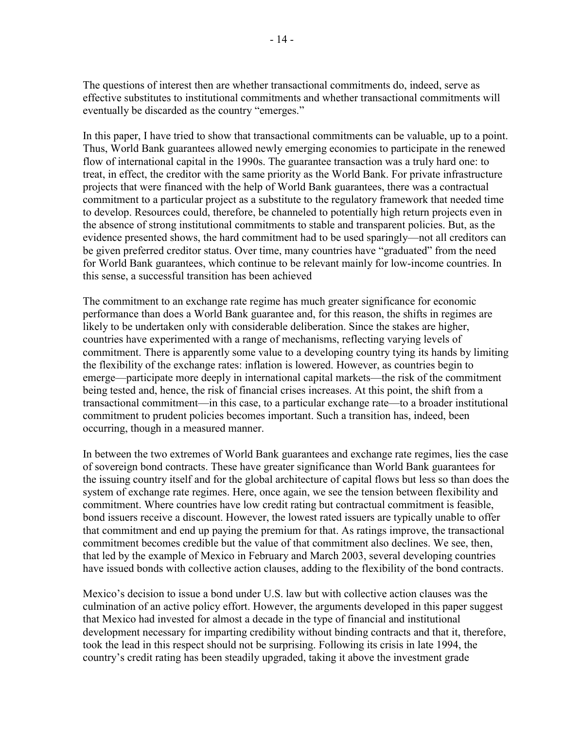The questions of interest then are whether transactional commitments do, indeed, serve as effective substitutes to institutional commitments and whether transactional commitments will eventually be discarded as the country "emerges."

In this paper, I have tried to show that transactional commitments can be valuable, up to a point. Thus, World Bank guarantees allowed newly emerging economies to participate in the renewed flow of international capital in the 1990s. The guarantee transaction was a truly hard one: to treat, in effect, the creditor with the same priority as the World Bank. For private infrastructure projects that were financed with the help of World Bank guarantees, there was a contractual commitment to a particular project as a substitute to the regulatory framework that needed time to develop. Resources could, therefore, be channeled to potentially high return projects even in the absence of strong institutional commitments to stable and transparent policies. But, as the evidence presented shows, the hard commitment had to be used sparingly—not all creditors can be given preferred creditor status. Over time, many countries have "graduated" from the need for World Bank guarantees, which continue to be relevant mainly for low-income countries. In this sense, a successful transition has been achieved

The commitment to an exchange rate regime has much greater significance for economic performance than does a World Bank guarantee and, for this reason, the shifts in regimes are likely to be undertaken only with considerable deliberation. Since the stakes are higher, countries have experimented with a range of mechanisms, reflecting varying levels of commitment. There is apparently some value to a developing country tying its hands by limiting the flexibility of the exchange rates: inflation is lowered. However, as countries begin to emerge—participate more deeply in international capital markets—the risk of the commitment being tested and, hence, the risk of financial crises increases. At this point, the shift from a transactional commitment—in this case, to a particular exchange rate—to a broader institutional commitment to prudent policies becomes important. Such a transition has, indeed, been occurring, though in a measured manner.

In between the two extremes of World Bank guarantees and exchange rate regimes, lies the case of sovereign bond contracts. These have greater significance than World Bank guarantees for the issuing country itself and for the global architecture of capital flows but less so than does the system of exchange rate regimes. Here, once again, we see the tension between flexibility and commitment. Where countries have low credit rating but contractual commitment is feasible, bond issuers receive a discount. However, the lowest rated issuers are typically unable to offer that commitment and end up paying the premium for that. As ratings improve, the transactional commitment becomes credible but the value of that commitment also declines. We see, then, that led by the example of Mexico in February and March 2003, several developing countries have issued bonds with collective action clauses, adding to the flexibility of the bond contracts.

Mexico's decision to issue a bond under U.S. law but with collective action clauses was the culmination of an active policy effort. However, the arguments developed in this paper suggest that Mexico had invested for almost a decade in the type of financial and institutional development necessary for imparting credibility without binding contracts and that it, therefore, took the lead in this respect should not be surprising. Following its crisis in late 1994, the country's credit rating has been steadily upgraded, taking it above the investment grade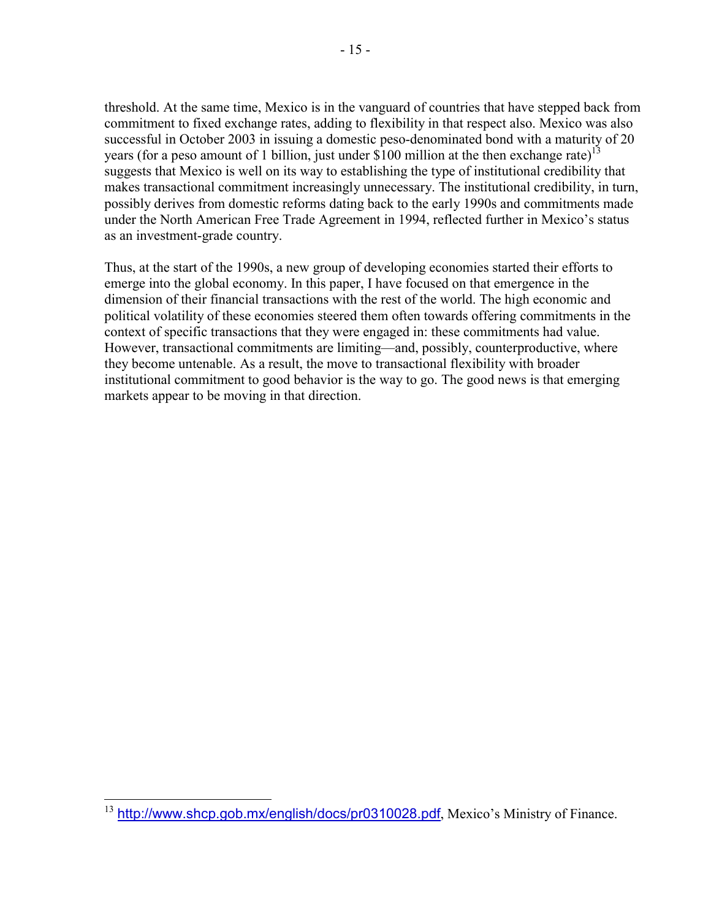threshold. At the same time, Mexico is in the vanguard of countries that have stepped back from commitment to fixed exchange rates, adding to flexibility in that respect also. Mexico was also successful in October 2003 in issuing a domestic peso-denominated bond with a maturity of 20 years (for a peso amount of 1 billion, just under $100 million at the then exchange rate)[13] suggests that Mexico is well on its way to establishing the type of institutional credibility that makes transactional commitment increasingly unnecessary. The institutional credibility, in turn, possibly derives from domestic reforms dating back to the early 1990s and commitments made under the North American Free Trade Agreement in 1994, reflected further in Mexico's status as an investment-grade country.

Thus, at the start of the 1990s, a new group of developing economies started their efforts to emerge into the global economy. In this paper, I have focused on that emergence in the dimension of their financial transactions with the rest of the world. The high economic and political volatility of these economies steered them often towards offering commitments in the context of specific transactions that they were engaged in: these commitments had value. However, transactional commitments are limiting—and, possibly, counterproductive, where they become untenable. As a result, the move to transactional flexibility with broader institutional commitment to good behavior is the way to go. The good news is that emerging markets appear to be moving in that direction.

---

[13] http://www.shcp.gob.mx/english/docs/pr0310028.pdf, Mexico's Ministry of Finance.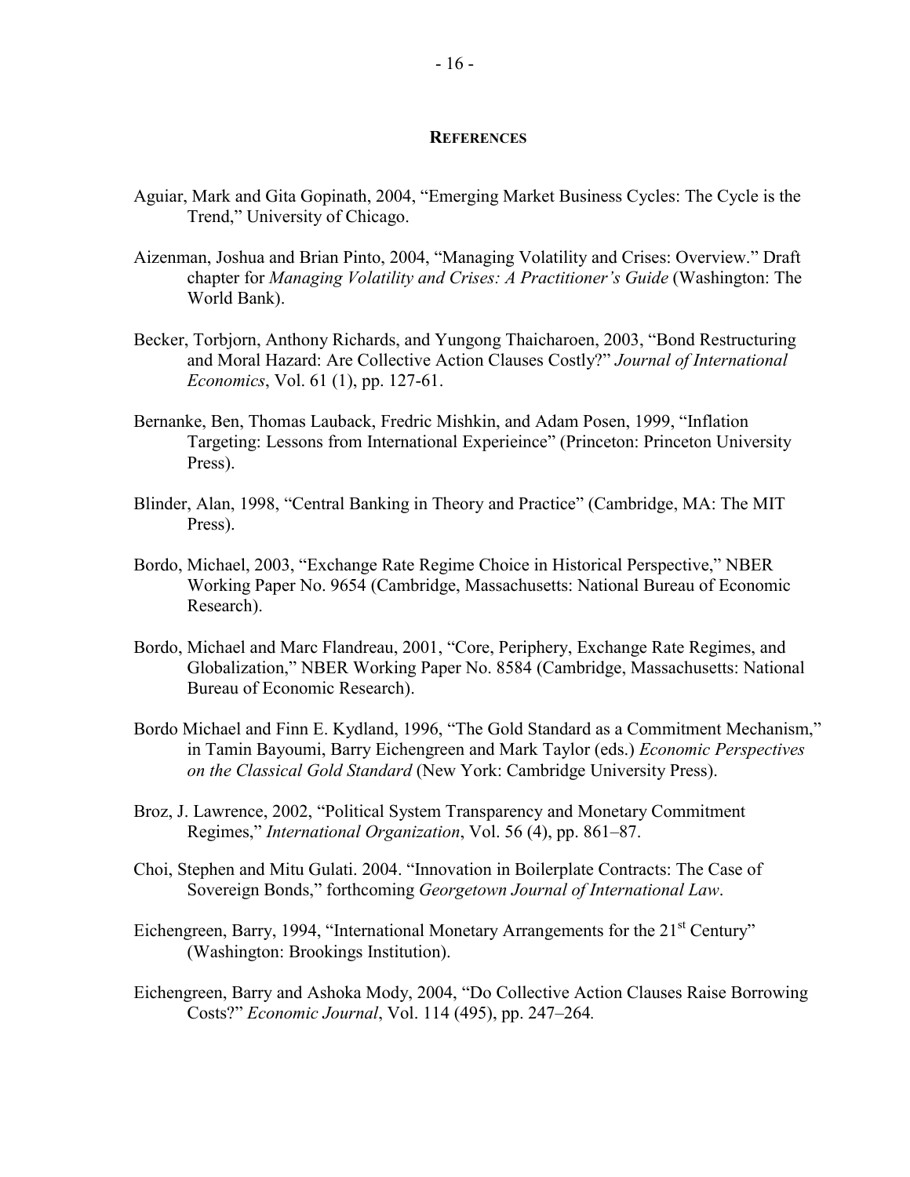## References

Aguiar, Mark and Gita Gopinath, 2004, "Emerging Market Business Cycles: The Cycle is the Trend," University of Chicago.

Aizenman, Joshua and Brian Pinto, 2004, "Managing Volatility and Crises: Overview." Draft chapter for *Managing Volatility and Crises: A Practitioner's Guide* (Washington: The World Bank).

Becker, Torbjorn, Anthony Richards, and Yungong Thaicharoen, 2003, "Bond Restructuring and Moral Hazard: Are Collective Action Clauses Costly?" *Journal of International Economics*, Vol. 61 (1), pp. 127-61.

Bernanke, Ben, Thomas Lauback, Fredric Mishkin, and Adam Posen, 1999, "Inflation Targeting: Lessons from International Experieince" (Princeton: Princeton University Press).

Blinder, Alan, 1998, "Central Banking in Theory and Practice" (Cambridge, MA: The MIT Press).

Bordo, Michael, 2003, "Exchange Rate Regime Choice in Historical Perspective," NBER Working Paper No. 9654 (Cambridge, Massachusetts: National Bureau of Economic Research).

Bordo, Michael and Marc Flandreau, 2001, "Core, Periphery, Exchange Rate Regimes, and Globalization," NBER Working Paper No. 8584 (Cambridge, Massachusetts: National Bureau of Economic Research).

Bordo Michael and Finn E. Kydland, 1996, "The Gold Standard as a Commitment Mechanism," in Tamin Bayoumi, Barry Eichengreen and Mark Taylor (eds.) *Economic Perspectives on the Classical Gold Standard* (New York: Cambridge University Press).

Broz, J. Lawrence, 2002, "Political System Transparency and Monetary Commitment Regimes," *International Organization*, Vol. 56 (4), pp. 861–87.

Choi, Stephen and Mitu Gulati. 2004. "Innovation in Boilerplate Contracts: The Case of Sovereign Bonds," forthcoming *Georgetown Journal of International Law*.

Eichengreen, Barry, 1994, "International Monetary Arrangements for the 21st Century" (Washington: Brookings Institution).

Eichengreen, Barry and Ashoka Mody, 2004, "Do Collective Action Clauses Raise Borrowing Costs?" *Economic Journal*, Vol. 114 (495), pp. 247–264.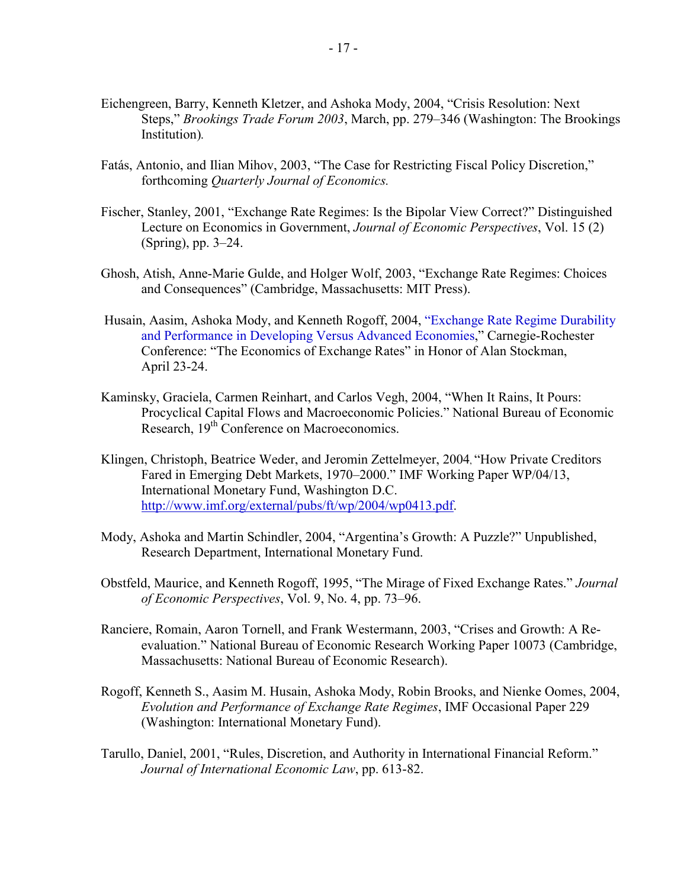Eichengreen, Barry, Kenneth Kletzer, and Ashoka Mody, 2004, "Crisis Resolution: Next Steps," *Brookings Trade Forum 2003*, March, pp. 279–346 (Washington: The Brookings Institution).

Fatás, Antonio, and Ilian Mihov, 2003, "The Case for Restricting Fiscal Policy Discretion," forthcoming *Quarterly Journal of Economics.*

Fischer, Stanley, 2001, "Exchange Rate Regimes: Is the Bipolar View Correct?" Distinguished Lecture on Economics in Government, *Journal of Economic Perspectives*, Vol. 15 (2) (Spring), pp. 3–24.

Ghosh, Atish, Anne-Marie Gulde, and Holger Wolf, 2003, "Exchange Rate Regimes: Choices and Consequences" (Cambridge, Massachusetts: MIT Press).

Husain, Aasim, Ashoka Mody, and Kenneth Rogoff, 2004, "Exchange Rate Regime Durability and Performance in Developing Versus Advanced Economies," Carnegie-Rochester Conference: "The Economics of Exchange Rates" in Honor of Alan Stockman, April 23-24.

Kaminsky, Graciela, Carmen Reinhart, and Carlos Vegh, 2004, "When It Rains, It Pours: Procyclical Capital Flows and Macroeconomic Policies." National Bureau of Economic Research, 19th Conference on Macroeconomics.

Klingen, Christoph, Beatrice Weder, and Jeromin Zettelmeyer, 2004, "How Private Creditors Fared in Emerging Debt Markets, 1970–2000." IMF Working Paper WP/04/13, International Monetary Fund, Washington D.C. http://www.imf.org/external/pubs/ft/wp/2004/wp0413.pdf.

Mody, Ashoka and Martin Schindler, 2004, "Argentina's Growth: A Puzzle?" Unpublished, Research Department, International Monetary Fund.

Obstfeld, Maurice, and Kenneth Rogoff, 1995, "The Mirage of Fixed Exchange Rates." *Journal of Economic Perspectives*, Vol. 9, No. 4, pp. 73–96.

Ranciere, Romain, Aaron Tornell, and Frank Westermann, 2003, "Crises and Growth: A Re-evaluation." National Bureau of Economic Research Working Paper 10073 (Cambridge, Massachusetts: National Bureau of Economic Research).

Rogoff, Kenneth S., Aasim M. Husain, Ashoka Mody, Robin Brooks, and Nienke Oomes, 2004, *Evolution and Performance of Exchange Rate Regimes*, IMF Occasional Paper 229 (Washington: International Monetary Fund).

Tarullo, Daniel, 2001, "Rules, Discretion, and Authority in International Financial Reform." *Journal of International Economic Law*, pp. 613-82.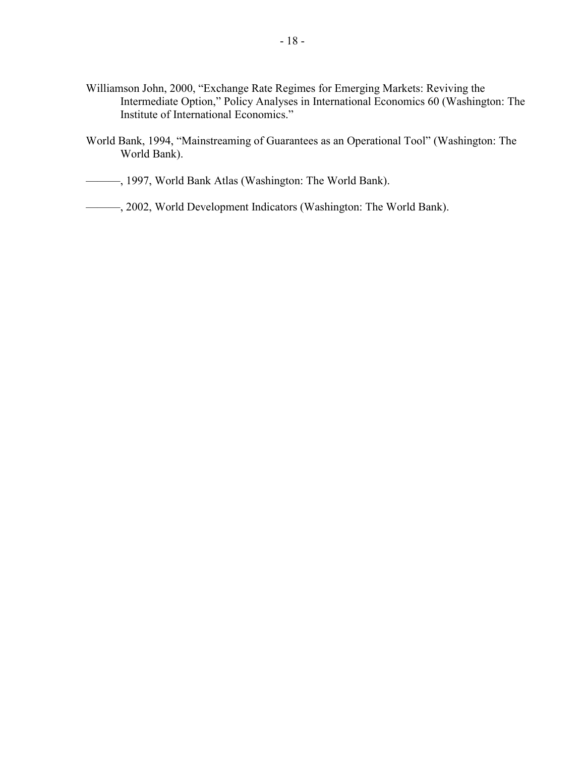Williamson John, 2000, "Exchange Rate Regimes for Emerging Markets: Reviving the Intermediate Option," Policy Analyses in International Economics 60 (Washington: The Institute of International Economics."

World Bank, 1994, "Mainstreaming of Guarantees as an Operational Tool" (Washington: The World Bank).

———, 1997, World Bank Atlas (Washington: The World Bank).

———, 2002, World Development Indicators (Washington: The World Bank).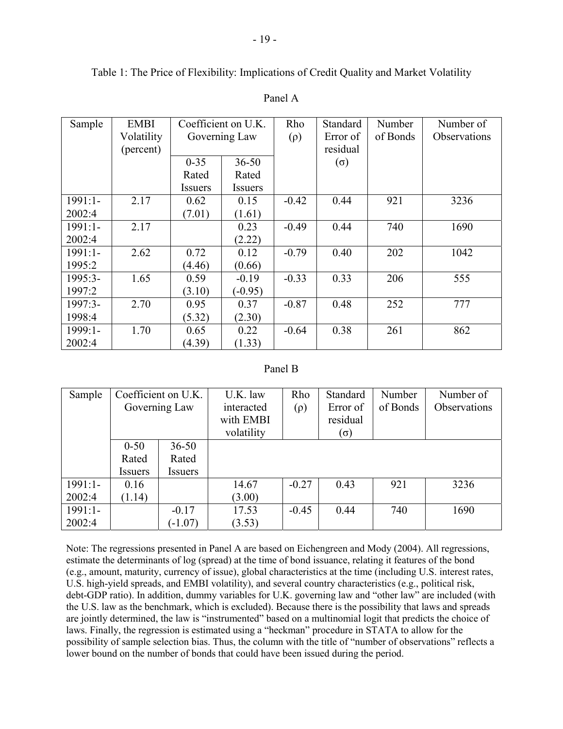Table 1: The Price of Flexibility: Implications of Credit Quality and Market Volatility

Panel A

| Sample | EMBI Volatility (percent) | Coefficient on U.K. Governing Law | | Rho (ρ) | Standard Error of residual (σ) | Number of Bonds | Number of Observations |
|---|---|---|---|---|---|---|---|
| | | 0-35 Rated Issuers | 36-50 Rated Issuers | | | | |
| 1991:1-2002:4 | 2.17 | 0.62 (7.01) | 0.15 (1.61) | -0.42 | 0.44 | 921 | 3236 |
| 1991:1-2002:4 | 2.17 | | 0.23 (2.22) | -0.49 | 0.44 | 740 | 1690 |
| 1991:1-1995:2 | 2.62 | 0.72 (4.46) | 0.12 (0.66) | -0.79 | 0.40 | 202 | 1042 |
| 1995:3-1997:2 | 1.65 | 0.59 (3.10) | -0.19 (-0.95) | -0.33 | 0.33 | 206 | 555 |
| 1997:3-1998:4 | 2.70 | 0.95 (5.32) | 0.37 (2.30) | -0.87 | 0.48 | 252 | 777 |
| 1999:1-2002:4 | 1.70 | 0.65 (4.39) | 0.22 (1.33) | -0.64 | 0.38 | 261 | 862 |

Panel B

| Sample | Coefficient on U.K. Governing Law | | U.K. law interacted with EMBI volatility | Rho (ρ) | Standard Error of residual (σ) | Number of Bonds | Number of Observations |
|---|---|---|---|---|---|---|---|
| | 0-50 Rated Issuers | 36-50 Rated Issuers | | | | | |
| 1991:1-2002:4 | 0.16 (1.14) | | 14.67 (3.00) | -0.27 | 0.43 | 921 | 3236 |
| 1991:1-2002:4 | | -0.17 (-1.07) | 17.53 (3.53) | -0.45 | 0.44 | 740 | 1690 |

Note: The regressions presented in Panel A are based on Eichengreen and Mody (2004). All regressions, estimate the determinants of log (spread) at the time of bond issuance, relating it features of the bond (e.g., amount, maturity, currency of issue), global characteristics at the time (including U.S. interest rates, U.S. high-yield spreads, and EMBI volatility), and several country characteristics (e.g., political risk, debt-GDP ratio). In addition, dummy variables for U.K. governing law and "other law" are included (with the U.S. law as the benchmark, which is excluded). Because there is the possibility that laws and spreads are jointly determined, the law is "instrumented" based on a multinomial logit that predicts the choice of laws. Finally, the regression is estimated using a "heckman" procedure in STATA to allow for the possibility of sample selection bias. Thus, the column with the title of "number of observations" reflects a lower bound on the number of bonds that could have been issued during the period.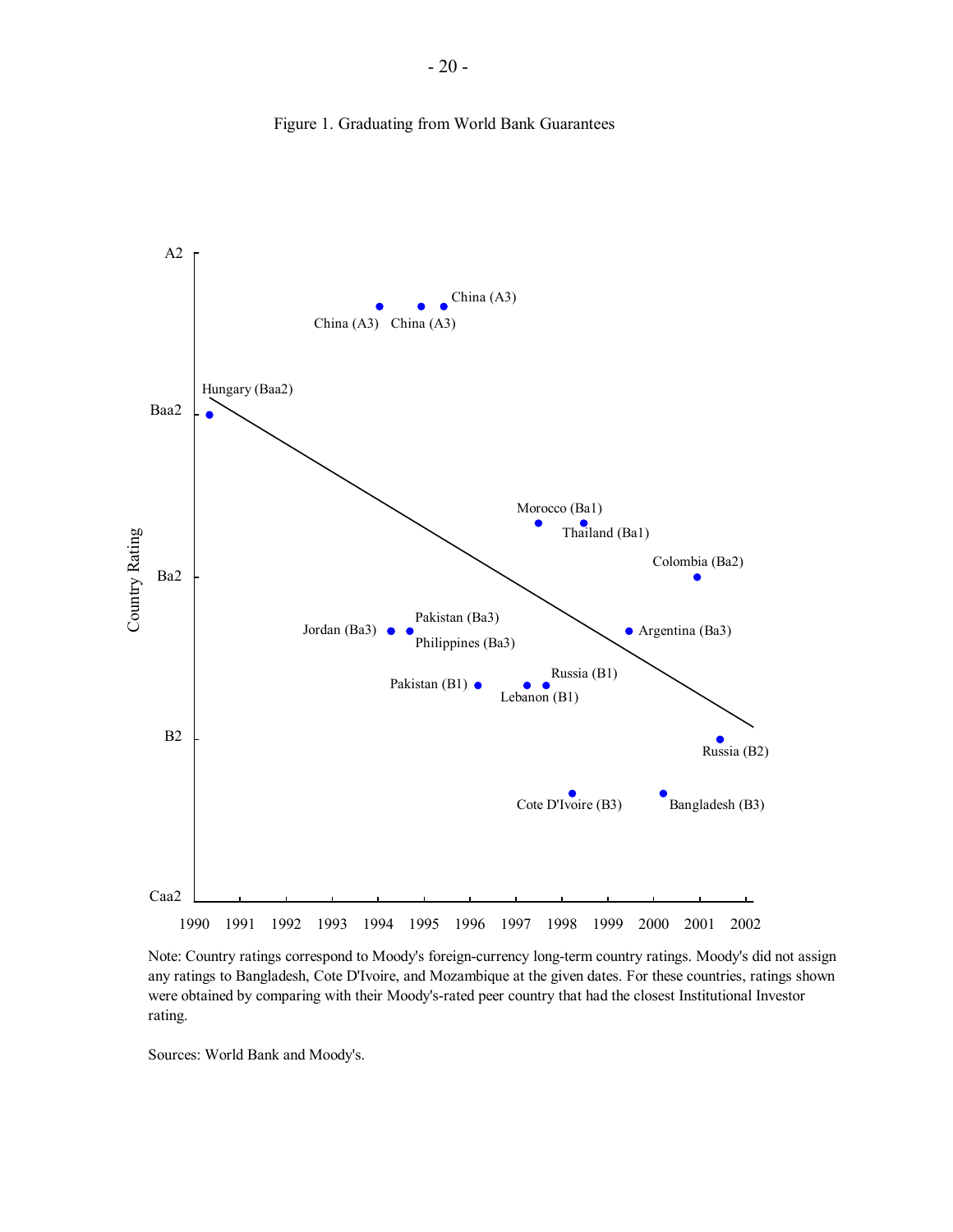Figure 1. Graduating from World Bank Guarantees

Note: Country ratings correspond to Moody's foreign-currency long-term country ratings. Moody's did not assign any ratings to Bangladesh, Cote D'Ivoire, and Mozambique at the given dates. For these countries, ratings shown were obtained by comparing with their Moody's-rated peer country that had the closest Institutional Investor rating.

Sources: World Bank and Moody's.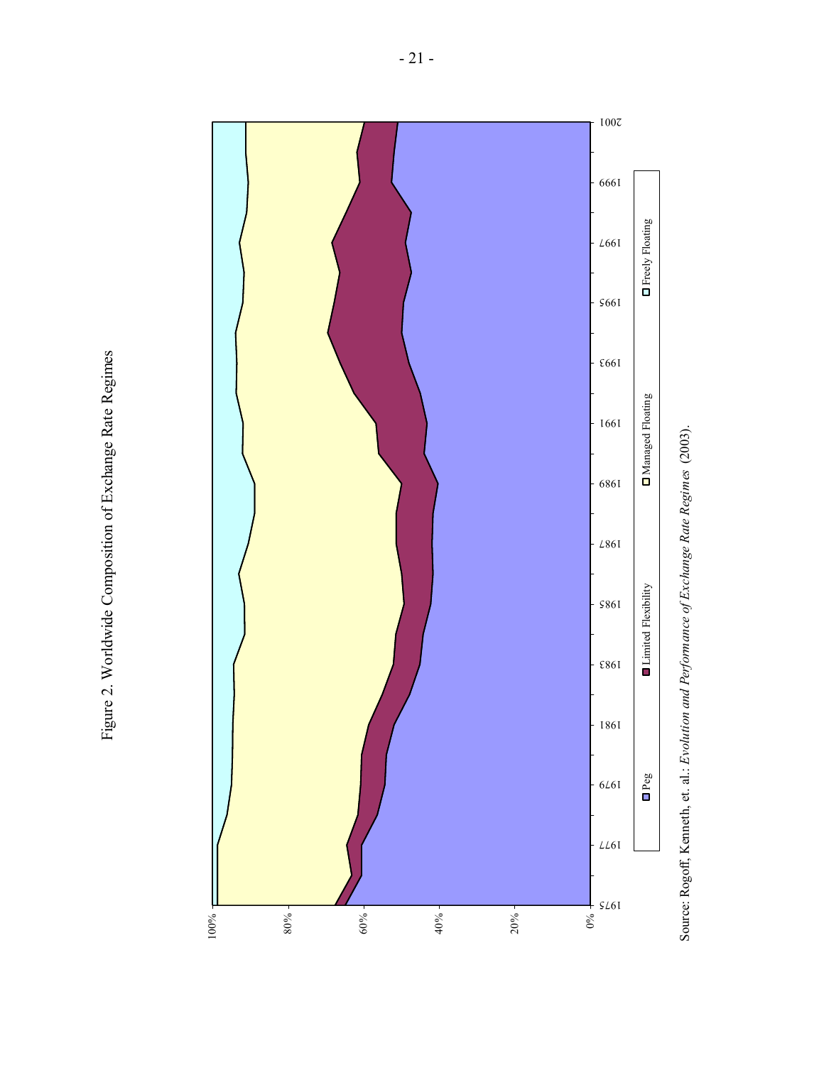Figure 2. Worldwide Composition of Exchange Rate Regimes

Source: Rogoff, Kenneth, et. al.: *Evolution and Performance of Exchange Rate Regimes* (2003).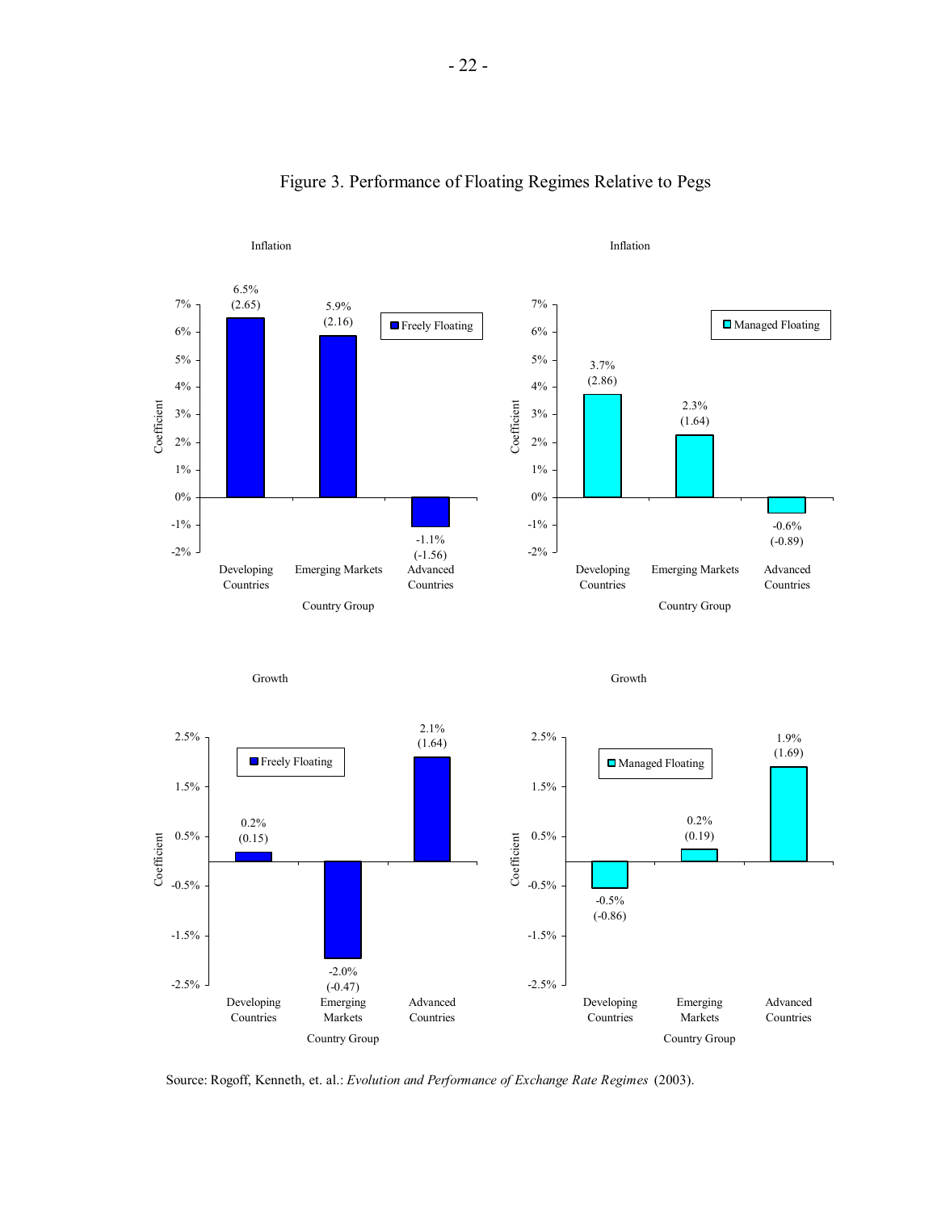Figure 3. Performance of Floating Regimes Relative to Pegs

**Inflation — Freely Floating**

| Country Group | Coefficient | (t-statistic) |
|---|---|---|
| Developing Countries | 6.5% | (2.65) |
| Emerging Markets | 5.9% | (2.16) |
| Advanced Countries | -1.1% | (-1.56) |

**Inflation — Managed Floating**

| Country Group | Coefficient | (t-statistic) |
|---|---|---|
| Developing Countries | 3.7% | (2.86) |
| Emerging Markets | 2.3% | (1.64) |
| Advanced Countries | -0.6% | (-0.89) |

**Growth — Freely Floating**

| Country Group | Coefficient | (t-statistic) |
|---|---|---|
| Developing Countries | 0.2% | (0.15) |
| Emerging Markets | -2.0% | (-0.47) |
| Advanced Countries | 2.1% | (1.64) |

**Growth — Managed Floating**

| Country Group | Coefficient | (t-statistic) |
|---|---|---|
| Developing Countries | -0.5% | (-0.86) |
| Emerging Markets | 0.2% | (0.19) |
| Advanced Countries | 1.9% | (1.69) |

Source: Rogoff, Kenneth, et. al.: *Evolution and Performance of Exchange Rate Regimes* (2003).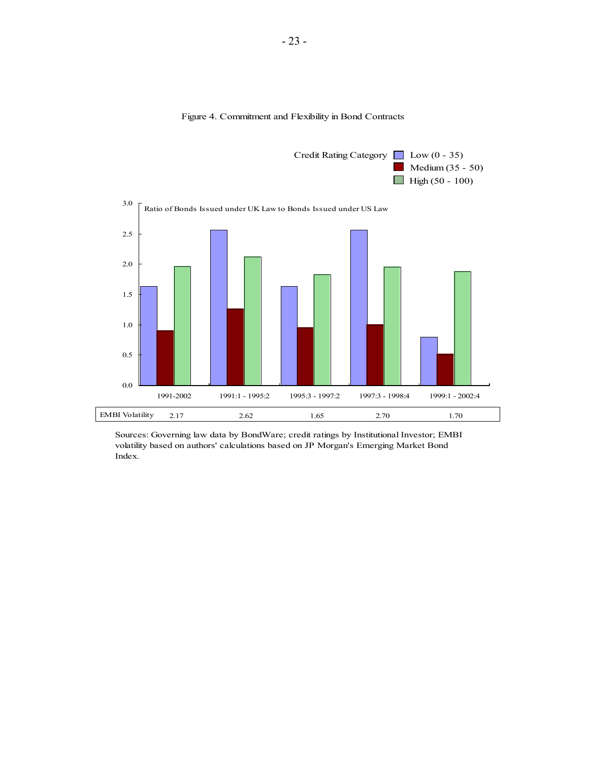Figure 4. Commitment and Flexibility in Bond Contracts

Credit Rating Category

Low (0 - 35)

Medium (35 - 50)

High (50 - 100)

Ratio of Bonds Issued under UK Law to Bonds Issued under US Law

3.0

2.5

2.0

1.5

1.0

0.5

0.0

1991-2002

1991:1 - 1995:2

1995:3 - 1997:2

1997:3 - 1998:4

1999:1 - 2002:4

EMBI Volatility 2.17 2.62 1.65 2.70 1.70

Sources: Governing law data by BondWare; credit ratings by Institutional Investor; EMBI volatility based on authors' calculations based on JP Morgan's Emerging Market Bond Index.